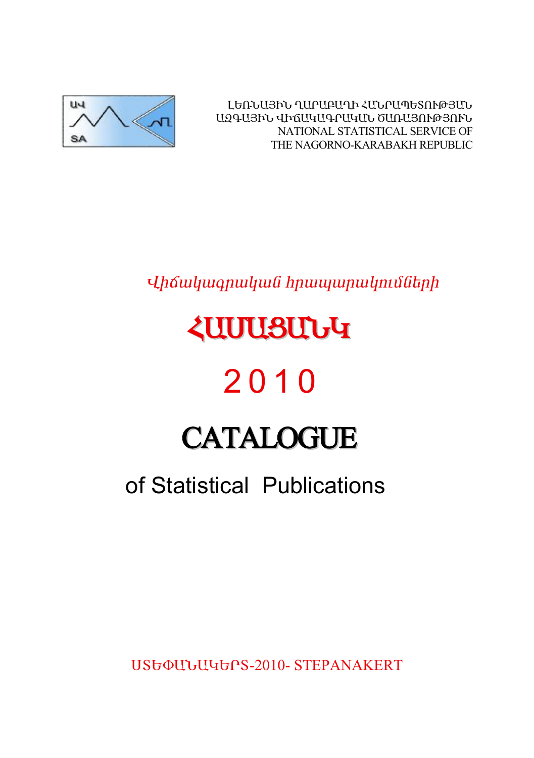ԼԵՌՆԱՅԻՆ ՂԱՐԱԲԱՂԻ ՀԱՆՐԱՊԵՏՈՒԹՅԱՆ
ԱԶԳԱՅԻՆ ՎԻՃԱԿԱԳՐԱԿԱՆ ԾԱՌԱՅՈՒԹՅՈՒՆ
NATIONAL STATISTICAL SERVICE OF
THE NAGORNO-KARABAKH REPUBLIC

*Վիճակագրական հրապարակումների*

# ՀԱՄԱՑԱՆԿ

# 2010

# CATALOGUE

## of Statistical Publications

ՍՏԵՓԱՆԱԿԵՐՏ-2010- STEPANAKERT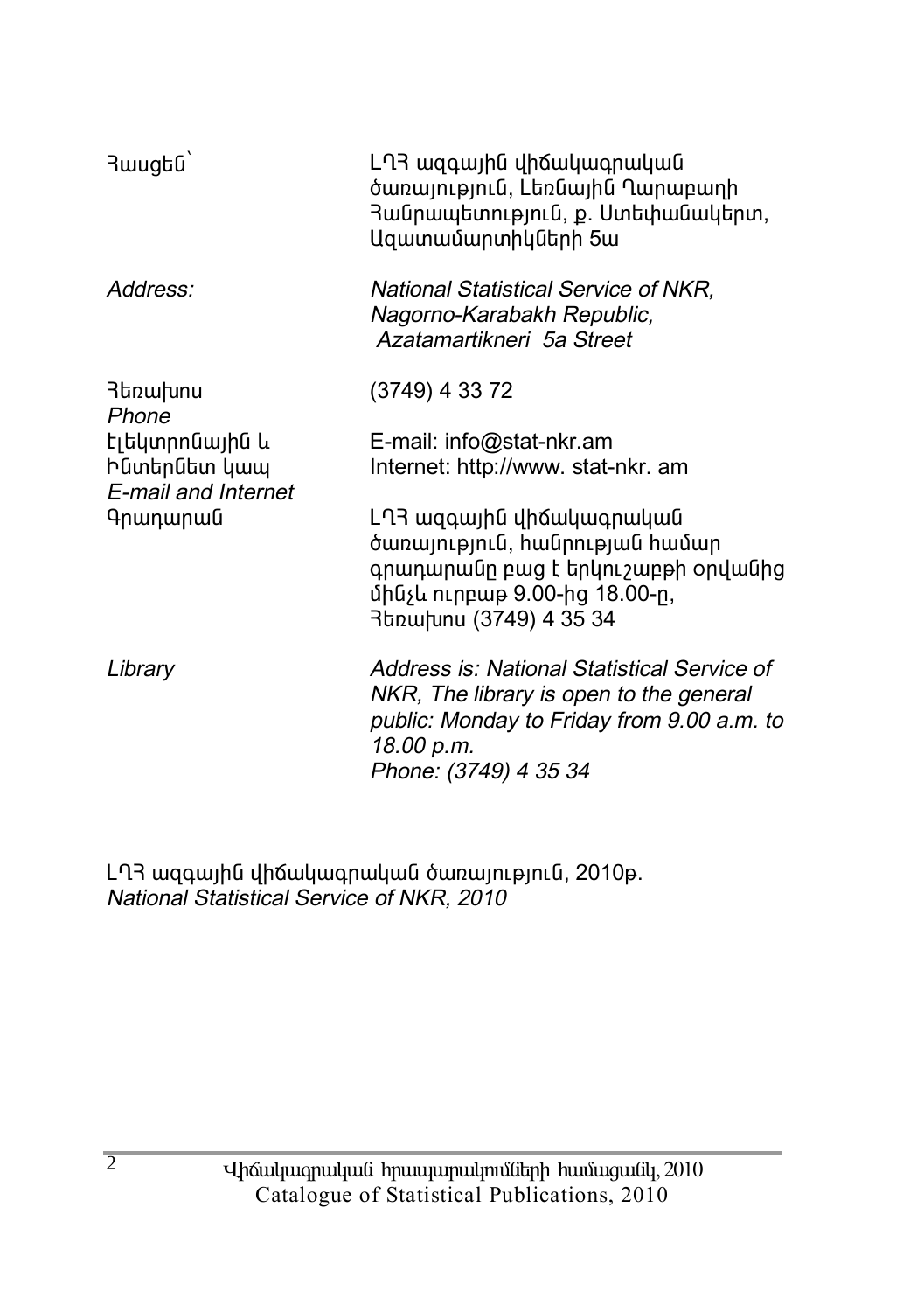| | |
|---|---|
| Հասցեն՝ | ԼՂՀ ազգային վիճակագրական ծառայություն, Լեռնային Ղարաբաղի Հանրապետություն, ք. Ստեփանակերտ, Ազատամարտիկների 5ա |
| *Address:* | *National Statistical Service of NKR, Nagorno-Karabakh Republic, Azatamartikneri 5a Street* |
| Հեռախոս *Phone* | (3749) 4 33 72 |
| Էլեկտրոնային և Ինտերնետ կապ *E-mail and Internet* | E-mail: info@stat-nkr.am Internet: http://www. stat-nkr. am |
| Գրադարան | ԼՂՀ ազգային վիճակագրական ծառայություն, հանրության համար գրադարանը բաց է երկուշաբթի օրվանից մինչև ուրբաթ 9.00-ից 18.00-ը, Հեռախոս (3749) 4 35 34 |
| *Library* | *Address is: National Statistical Service of NKR, The library is open to the general public: Monday to Friday from 9.00 a.m. to 18.00 p.m. Phone: (3749) 4 35 34* |

ԼՂՀ ազգային վիճակագրական ծառայություն, 2010թ.
*National Statistical Service of NKR, 2010*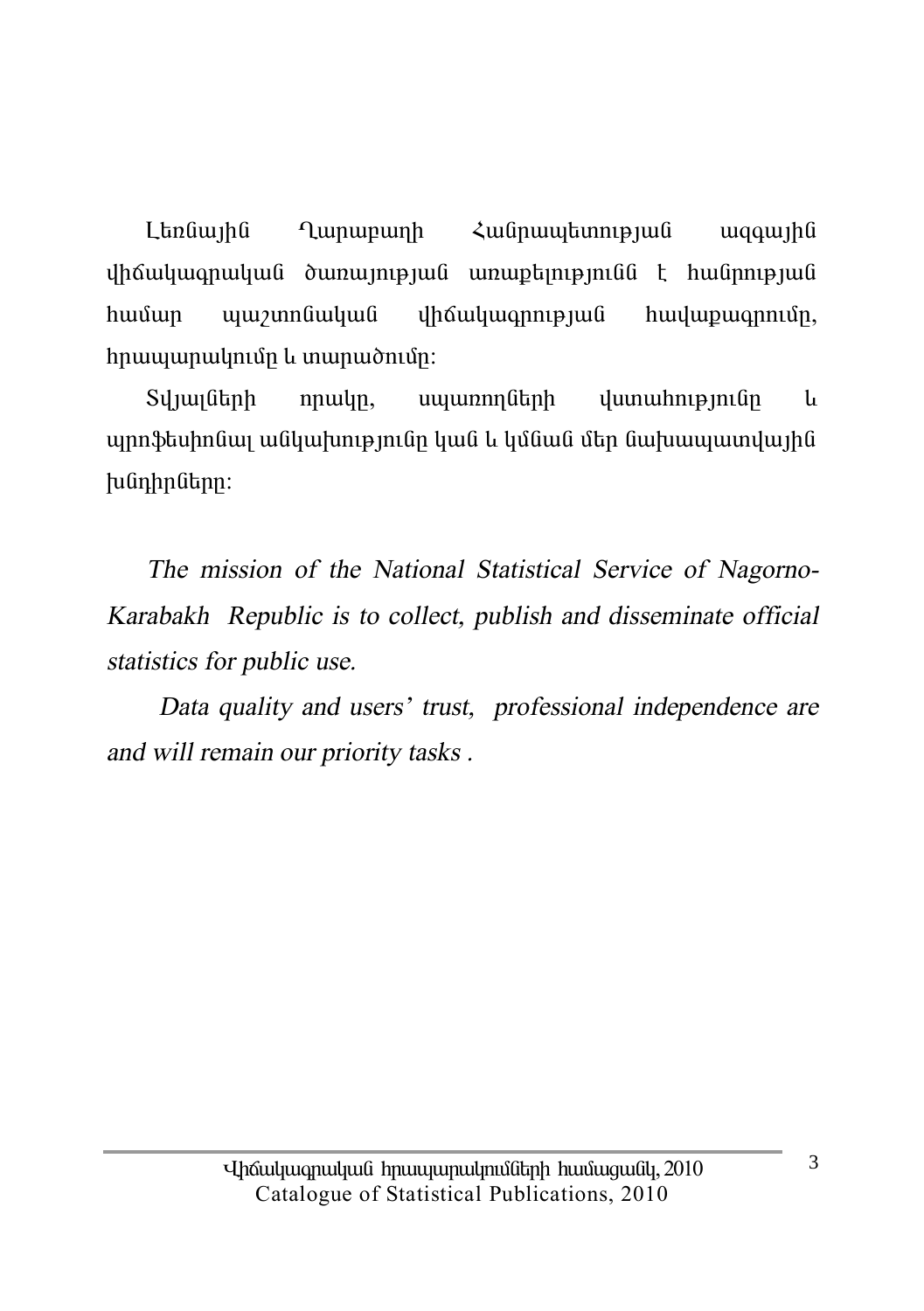Լեռնային Ղարաբաղի Հանրապետության ազգային վիճակագրական ծառայության առաքելությունն է հանրության համար պաշտոնական վիճակագրության հավաքագրումը, հրապարակումը և տարածումը:

Տվյալների որակը, սպառողների վստահությունը և պրոֆեսիոնալ անկախությունը կան և կմնան մեր նախապատվային խնդիրները:

*The mission of the National Statistical Service of Nagorno-Karabakh Republic is to collect, publish and disseminate official statistics for public use.*

*Data quality and users' trust, professional independence are and will remain our priority tasks .*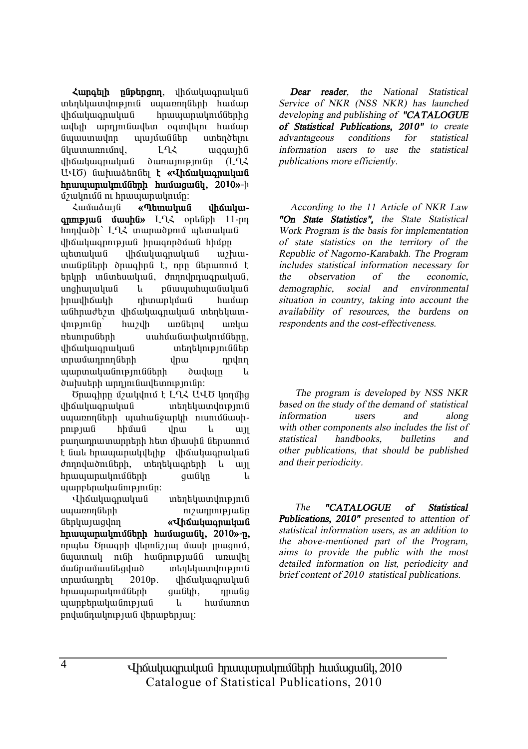**Հարգելի ընթերցող**, վիճակագրական տեղեկատվություն սպառողների համար վիճակագրական հրապարակումներից ավելի արդյունավետ օգտվելու համար նպաստավոր պայմաններ ստեղծելու նկատառումով, ԼՂՀ ազգային վիճակագրական ծառայությունը (ԼՂՀ ԱՎԾ) նախաձեռնել է **«Վիճակագրական հրապարակումների համացանկ, 2010»**-ի մշակումն ու հրապարակումը:

Համաձայն **«Պետական վիճակագրության մասին»** ԼՂՀ օրենքի 11-րդ հոդվածի՝ ԼՂՀ տարածքում պետական վիճակագրության իրագործման հիմքը պետական վիճակագրական աշխատանքների ծրագիրն է, որը ներառում է երկրի տնտեսական, ժողովրդագրական, սոցիալական և բնապահպանական իրավիճակի դիտարկման համար անհրաժեշտ վիճակագրական տեղեկատվությունը՝ հաշվի առնելով առկա ռեսուրսների սահմանափակումները, վիճակագրական տեղեկություններ տրամադրողների վրա դրվող պարտականությունների ծավալը և ծախսերի արդյունավետությունը:

Ծրագիրը մշակվում է ԼՂՀ ԱՎԾ կողմից վիճակագրական տեղեկատվություն սպառողների պահանջարկի ուսումնասիրության հիման վրա և այլ բաղադրատարրերի հետ միասին ներառում է նաև հրապարակվելիք վիճակագրական ժողովածուների, տեղեկագրերի և այլ հրապարակումների ցանկը և պարբերականությունը:

Վիճակագրական տեղեկատվություն սպառողների ուշադրությանը ներկայացվող **«Վիճակագրական հրապարակումների համացանկ, 2010»-ը,** որպես Ծրագրի վերոնշյալ մասի լրացում, նպատակ ունի հանրությանն առավել մանրամասնեցված տեղեկատվություն տրամադրել 2010թ. վիճակագրական հրապարակումների ցանկի, դրանց պարբերականության և համառոտ բովանդակության վերաբերյալ:

***Dear reader***, *the National Statistical Service of NKR (NSS NKR) has launched developing and publishing of* ***"CATALOGUE of Statistical Publications, 2010"*** *to create advantageous conditions for statistical information users to use the statistical publications more efficiently.*

*According to the 11 Article of NKR Law* ***"On State Statistics"****, the State Statistical Work Program is the basis for implementation of state statistics on the territory of the Republic of Nagorno-Karabakh. The Program includes statistical information necessary for the observation of the economic, demographic, social and environmental situation in country, taking into account the availability of resources, the burdens on respondents and the cost-effectiveness.*

*The program is developed by NSS NKR based on the study of the demand of statistical information users and along with other components also includes the list of statistical handbooks, bulletins and other publications, that should be published and their periodicity.*

*The* ***"CATALOGUE of Statistical Publications, 2010"*** *presented to attention of statistical information users, as an addition to the above-mentioned part of the Program, aims to provide the public with the most detailed information on list, periodicity and brief content of 2010 statistical publications.*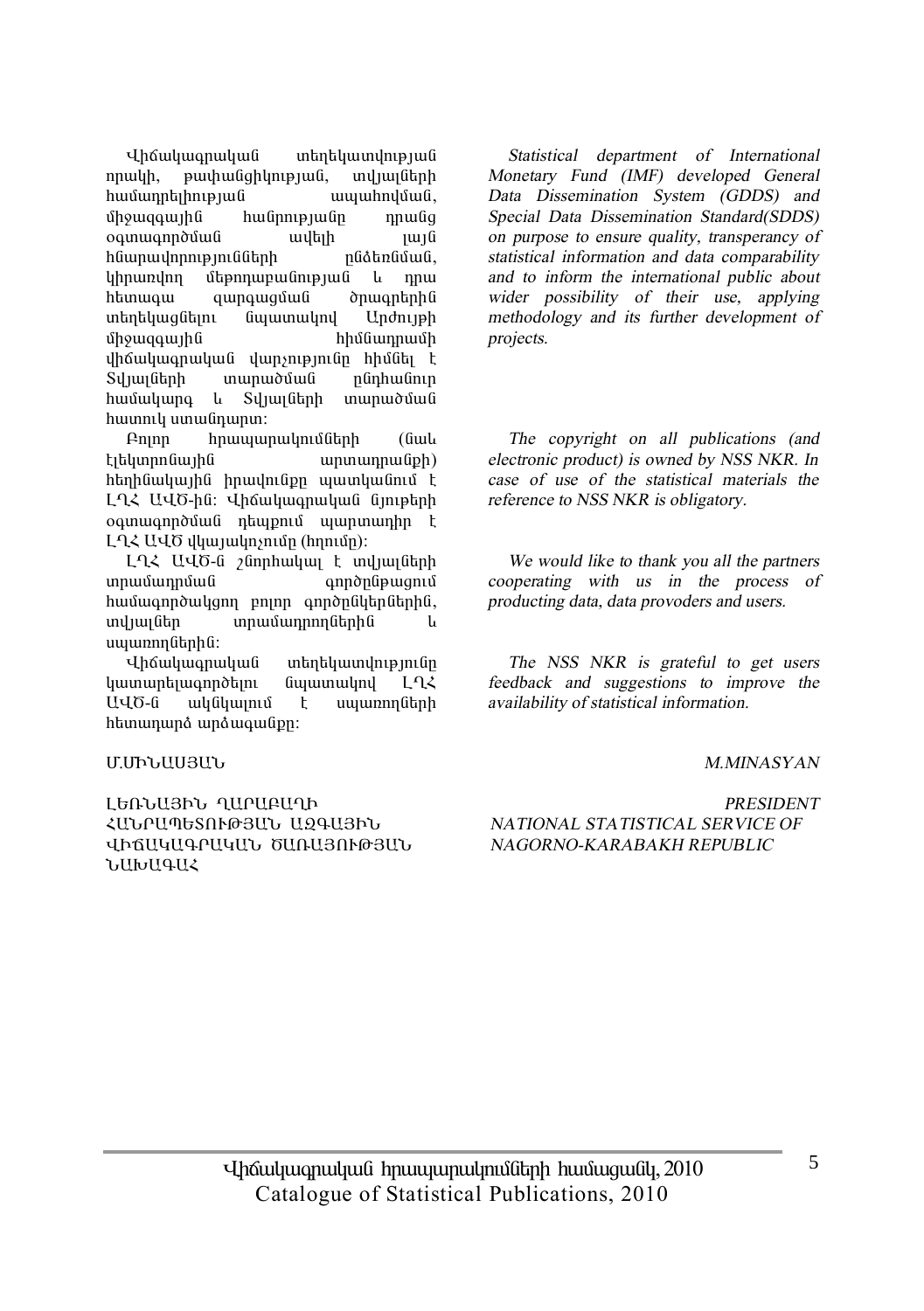Վիճակագրական տեղեկատվության որակի, թափանցիկության, տվյալների համադրելիության ապահովման, միջազգային հանրությանը դրանց օգտագործման ավելի լայն հնարավորությունների ընձեռնման, կիրառվող մեթոդաբանության և դրա հետագա զարգացման ծրագրերին տեղեկացնելու նպատակով Արժույթի միջազգային հիմնադրամի վիճակագրական վարչությունը հիմնել է Տվյալների տարածման ընդհանուր համակարգ և Տվյալների տարածման հատուկ ստանդարտ:

Բոլոր հրապարակումների (նաև էլեկտրոնային արտադրանքի) հեղինակային իրավունքը պատկանում է ԼՂՀ ԱՎԾ-ին: Վիճակագրական նյութերի օգտագործման դեպքում պարտադիր է ԼՂՀ ԱՎԾ վկայակոչումը (հղումը):

ԼՂՀ ԱՎԾ-ն շնորհակալ է տվյալների տրամադրման գործընթացում համագործակցող բոլոր գործընկերներին, տվյալներ տրամադրողներին և սպառողներին:

Վիճակագրական տեղեկատվությունը կատարելագործելու նպատակով ԼՂՀ ԱՎԾ-ն ակնկալում է սպառողների հետադարձ արձագանքը:

Մ.ՄԻՆԱՍՅԱՆ

ԼԵՌՆԱՅԻՆ ՂԱՐԱԲԱՂԻ ՀԱՆՐԱՊԵՏՈՒԹՅԱՆ ԱԶԳԱՅԻՆ ՎԻՃԱԿԱԳՐԱԿԱՆ ԾԱՌԱՅՈՒԹՅԱՆ ՆԱԽԱԳԱՀ

*Statistical department of International Monetary Fund (IMF) developed General Data Dissemination System (GDDS) and Special Data Dissemination Standard(SDDS) on purpose to ensure quality, transperancy of statistical information and data comparability and to inform the international public about wider possibility of their use, applying methodology and its further development of projects.*

*The copyright on all publications (and electronic product) is owned by NSS NKR. In case of use of the statistical materials the reference to NSS NKR is obligatory.*

*We would like to thank you all the partners cooperating with us in the process of producting data, data provoders and users.*

*The NSS NKR is grateful to get users feedback and suggestions to improve the availability of statistical information.*

*M.MINASYAN*

*PRESIDENT*
*NATIONAL STATISTICAL SERVICE OF NAGORNO-KARABAKH REPUBLIC*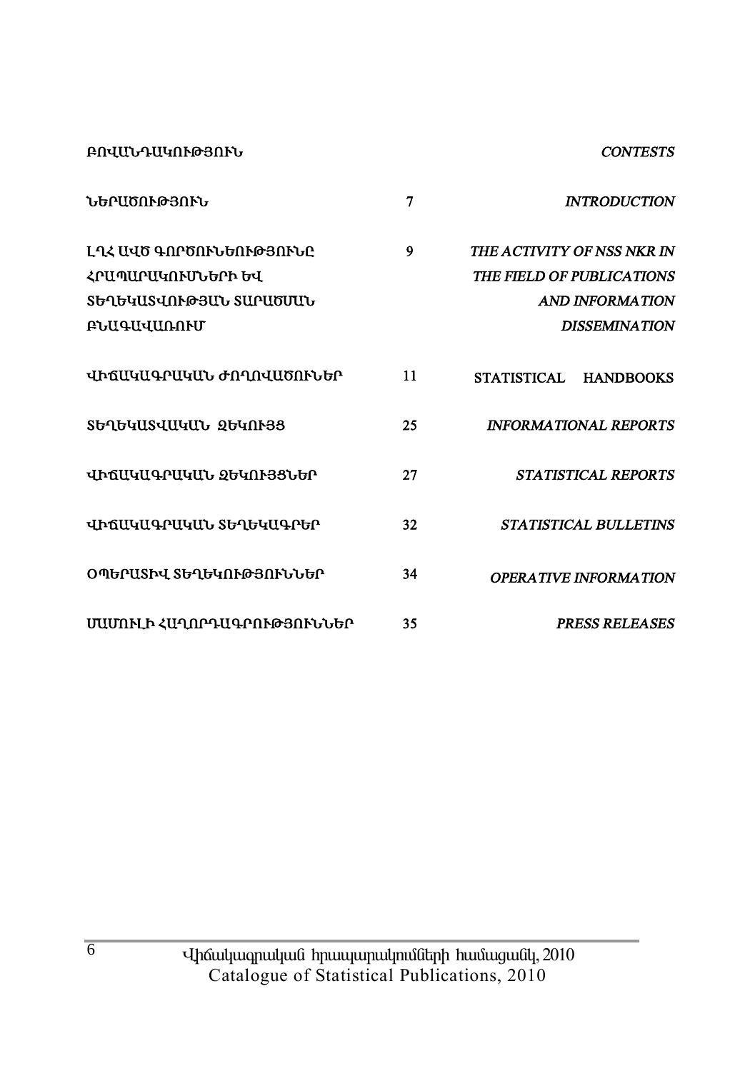| ԲՈՎԱՆԴԱԿՈՒԹՅՈՒՆ | | *CONTESTS* |
|---|---|---|
| ՆԵՐԱԾՈՒԹՅՈՒՆ | 7 | *INTRODUCTION* |
| ԼՂՀ ԱՎԾ ԳՈՐԾՈՒՆԵՈՒԹՅՈՒՆԸ ՀՐԱՊԱՐԱԿՈՒՄՆԵՐԻ ԵՎ ՏԵՂԵԿԱՏՎՈՒԹՅԱՆ ՏԱՐԱԾՄԱՆ ԲՆԱԳԱՎԱՌՈՒՄ | 9 | *THE ACTIVITY OF NSS NKR IN THE FIELD OF PUBLICATIONS AND INFORMATION DISSEMINATION* |
| ՎԻՃԱԿԱԳՐԱԿԱՆ ԺՈՂՈՎԱԾՈՒՆԵՐ | 11 | STATISTICAL HANDBOOKS |
| ՏԵՂԵԿԱՏՎԱԿԱՆ ԶԵԿՈՒՅՑ | 25 | *INFORMATIONAL REPORTS* |
| ՎԻՃԱԿԱԳՐԱԿԱՆ ԶԵԿՈՒՅՑՆԵՐ | 27 | *STATISTICAL REPORTS* |
| ՎԻՃԱԿԱԳՐԱԿԱՆ ՏԵՂԵԿԱԳՐԵՐ | 32 | *STATISTICAL BULLETINS* |
| ՕՊԵՐԱՏԻՎ ՏԵՂԵԿՈՒԹՅՈՒՆՆԵՐ | 34 | *OPERATIVE INFORMATION* |
| ՄԱՄՈՒԼԻ ՀԱՂՈՐԴԱԳՐՈՒԹՅՈՒՆՆԵՐ | 35 | *PRESS RELEASES* |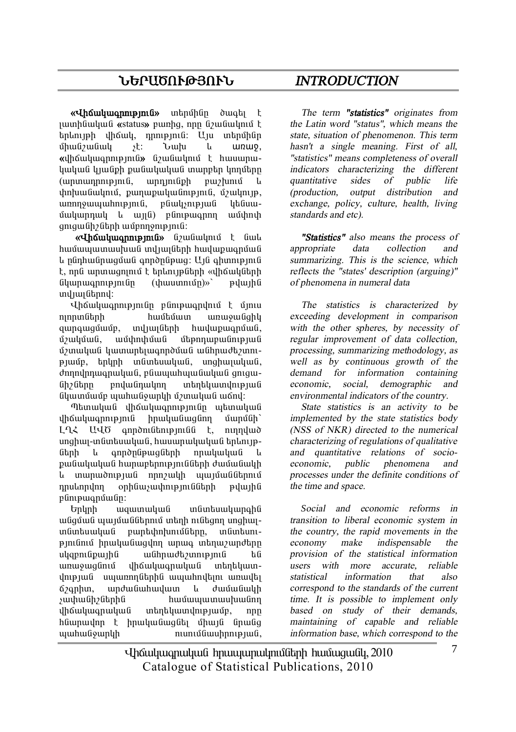# ՆԵՐԱԾՈՒԹՅՈՒՆ

**«Վիճակագրություն»** տերմինը ծագել է լատինական «status» բառից, որը նշանակում է երևույթի վիճակ, դրություն: Այս տերմինը միանշանակ չէ: Նախ և առաջ, «վիճակագրություն» նշանակում է հասարակական կյանքի քանակական տարբեր կողմերը (արտադրություն, արդյունքի բաշխում և փոխանակում, քաղաքականություն, մշակույթ, առողջապահություն, բնակչության կենսամակարդակ և այլն) բնութագրող ամփոփ ցուցանիշների ամբողջություն:

**«Վիճակագրություն»** նշանակում է նաև համապատասխան տվյալների հավաքագրման և ընդհանրացման գործընթաց: Այն գիտություն է, որն արտացոլում է երևույթների «վիճակների նկարագրությունը (փաստումը)»՝ թվային տվյալներով:

Վիճակագրությունը բնութագրվում է մյուս ոլորտների համեմատ առաջանցիկ զարգացմամբ, տվյալների հավաքագրման, մշակման, ամփոփման մեթոդաբանության մշտական կատարելագործման անհրաժեշտությամբ, երկրի տնտեսական, սոցիալական, ժողովրդագրական, բնապահպանական ցուցանիշները բովանդակող տեղեկատվության նկատմամբ պահանջարկի մշտական աճով:

Պետական վիճակագրությունը պետական վիճակագրություն իրականացնող մարմնի՝ ԼՂՀ ԱՎԾ գործունեությունն է, ուղղված սոցիալ-տնտեսական, հասարակական երևույթների և գործընթացների որակական և քանակական հարաբերությունների ժամանակի և տարածության որոշակի պայմաններում դրսևորվող օրինաչափությունների թվային բնութագրմանը:

Երկրի ազատական տնտեսակարգին անցման պայմաններում տեղի ունեցող սոցիալ-տնտեսական բարեփոխումները, տնտեսությունում իրականացվող արագ տեղաշարժերը սկզբունքային անհրաժեշտություն են առաջացնում վիճակագրական տեղեկատվության սպառողներին ապահովելու առավել ճշգրիտ, արժանահավատ և ժամանակի չափանիշներին համապատասխանող վիճակագրական տեղեկատվությամբ, որը հնարավոր է իրականացնել միայն նրանց պահանջարկի ուսումնասիրության,

# *INTRODUCTION*

*The term **"statistics"** originates from the Latin word "status", which means the state, situation of phenomenon. This term hasn't a single meaning. First of all, "statistics" means completeness of overall indicators characterizing the different quantitative sides of public life (production, output distribution and exchange, policy, culture, health, living standards and etc).*

***"Statistics"** also means the process of appropriate data collection and summarizing. This is the science, which reflects the "states' description (arguing)" of phenomena in numeral data*

*The statistics is characterized by exceeding development in comparison with the other spheres, by necessity of regular improvement of data collection, processing, summarizing methodology, as well as by continuous growth of the demand for information containing economic, social, demographic and environmental indicators of the country.*

*State statistics is an activity to be implemented by the state statistics body (NSS of NKR) directed to the numerical characterizing of regulations of qualitative and quantitative relations of socio-economic, public phenomena and processes under the definite conditions of the time and space.*

*Social and economic reforms in transition to liberal economic system in the country, the rapid movements in the economy make indispensable the provision of the statistical information users with more accurate, reliable statistical information that also correspond to the standards of the current time. It is possible to implement only based on study of their demands, maintaining of capable and reliable information base, which correspond to the*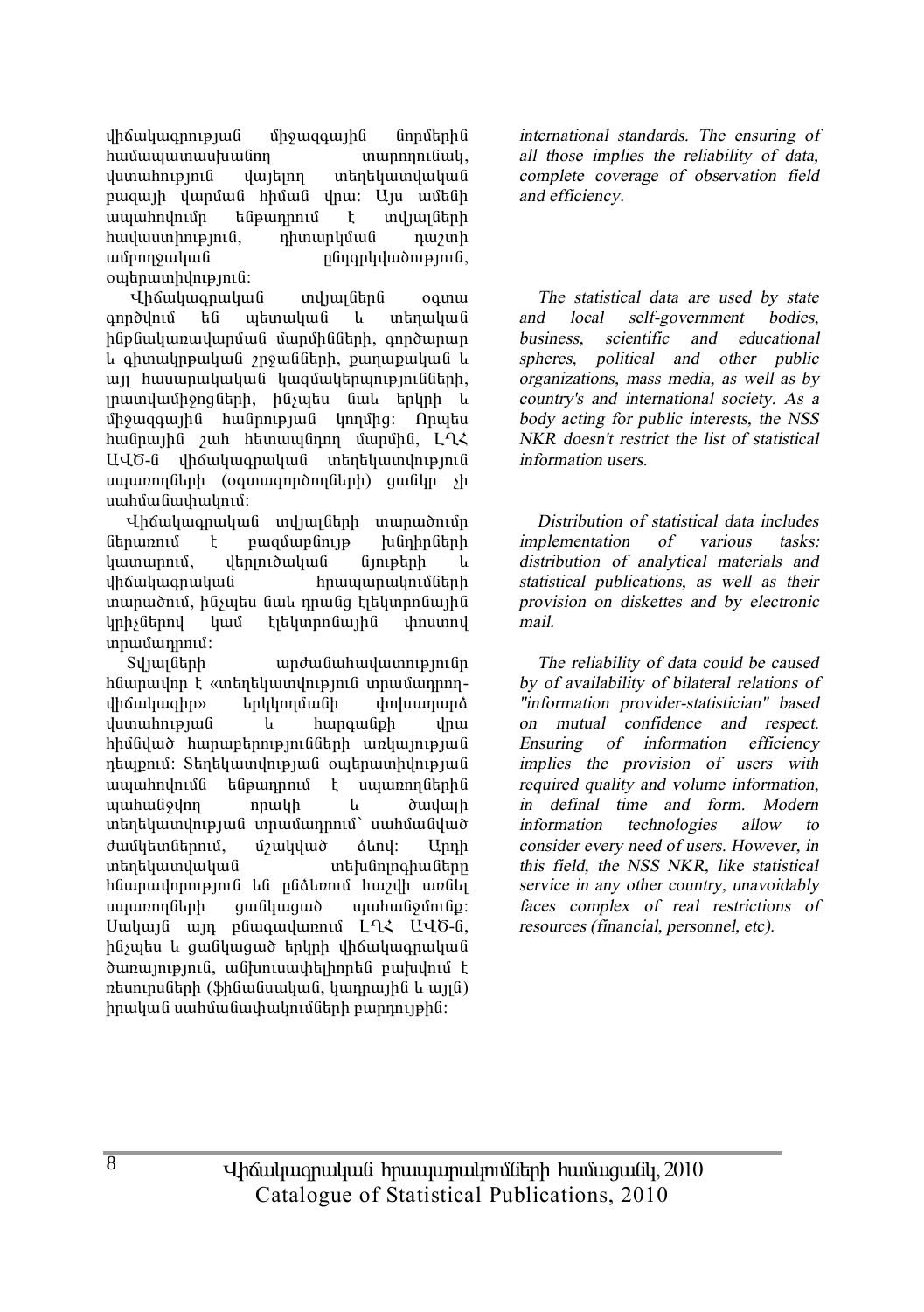վիճակագրության միջազգային նորմերին համապատասխանող տարողունակ, վստահություն վայելող տեղեկատվական բազայի վարման հիման վրա: Այս ամենի ապահովումը ենթադրում է տվյալների հավաստիություն, դիտարկման դաշտի ամբողջական ընդգրկվածություն, օպերատիվություն:

Վիճակագրական տվյալներն օգտագործվում են պետական և տեղական ինքնակառավարման մարմինների, գործարար և գիտակրթական շրջանների, քաղաքական և այլ հասարակական կազմակերպությունների, լրատվամիջոցների, ինչպես նաև երկրի և միջազգային հանրության կողմից: Որպես հանրային շահ հետապնդող մարմին, ԼՂՀ ԱՎԾ-ն վիճակագրական տեղեկատվություն սպառողների (օգտագործողների) ցանկը չի սահմանափակում:

Վիճակագրական տվյալների տարածումը ներառում է բազմաբնույթ խնդիրների կատարում, վերլուծական նյութերի և վիճակագրական հրապարակումների տարածում, ինչպես նաև դրանց էլեկտրոնային կրիչներով կամ էլեկտրոնային փոստով տրամադրում:

Տվյալների արժանահավատությունը հնարավոր է «տեղեկատվություն տրամադրող-վիճակագիր» երկկողմանի փոխադարձ վստահության և հարգանքի վրա հիմնված հարաբերությունների առկայության դեպքում: Տեղեկատվության օպերատիվության ապահովումը ենթադրում է սպառողներին պահանջվող որակի և ծավալի տեղեկատվության տրամադրում` սահմանված ժամկետներում, մշակված ձևով: Արդի տեղեկատվական տեխնոլոգիաները հնարավորություն են ընձեռում հաշվի առնել սպառողների ցանկացած պահանջմունքը: Սակայն այդ բնագավառում ԼՂՀ ԱՎԾ-ն, ինչպես և ցանկացած երկրի վիճակագրական ծառայություն, անխուսափելիորեն բախվում է ռեսուրսների (ֆինանսական, կադրային և այլն) իրական սահմանափակումների բարդույթին:

*international standards. The ensuring of all those implies the reliability of data, complete coverage of observation field and efficiency.*

*The statistical data are used by state and local self-government bodies, business, scientific and educational spheres, political and other public organizations, mass media, as well as by country's and international society. As a body acting for public interests, the NSS NKR doesn't restrict the list of statistical information users.*

*Distribution of statistical data includes implementation of various tasks: distribution of analytical materials and statistical publications, as well as their provision on diskettes and by electronic mail.*

*The reliability of data could be caused by of availability of bilateral relations of "information provider-statistician" based on mutual confidence and respect. Ensuring of information efficiency implies the provision of users with required quality and volume information, in definal time and form. Modern information technologies allow to consider every need of users. However, in this field, the NSS NKR, like statistical service in any other country, unavoidably faces complex of real restrictions of resources (financial, personnel, etc).*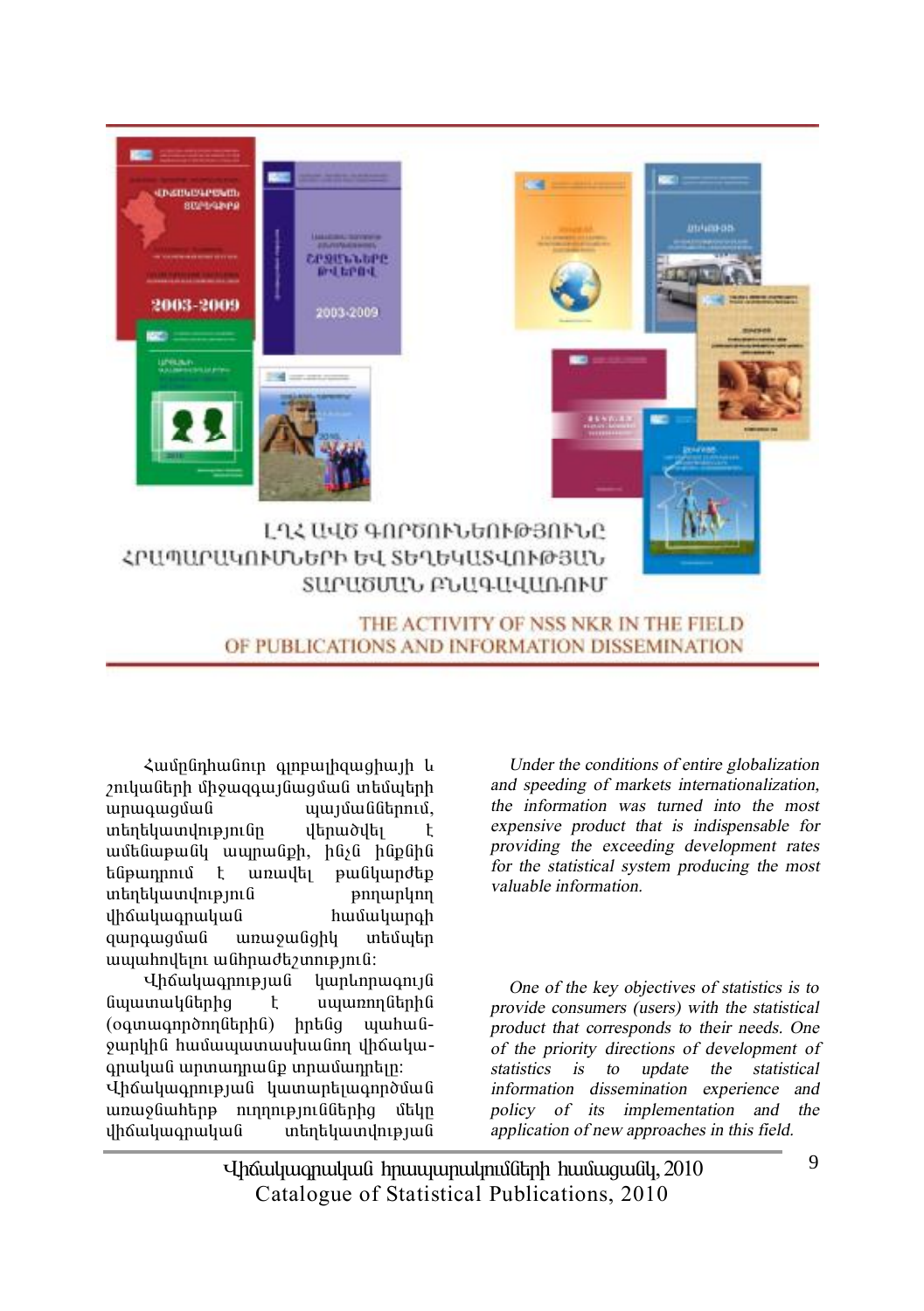# ԼՂՀ ԱՎԾ ԳՈՐԾՈՒՆԵՈՒԹՅՈՒՆԸ ՀՐԱՊԱՐԱԿՈՒՄՆԵՐԻ ԵՎ ՏԵՂԵԿԱՏՎՈՒԹՅԱՆ ՏԱՐԱԾՄԱՆ ԲՆԱԳԱՎԱՌՈՒՄ

# THE ACTIVITY OF NSS NKR IN THE FIELD OF PUBLICATIONS AND INFORMATION DISSEMINATION

Համընդհանուր գլոբալիզացիայի և շուկաների միջազգայնացման տեմպերի արագացման պայմաններում, տեղեկատվությունը վերածվել է ամենաթանկ ապրանքի, հենց հենքին եներադրում է առավել թանկարժեք տեղեկատվություն թողարկող վիճակագրական համակարգի զարգացման առաջանցիկ տեմպեր ապահովելու անհրաժեշտություն:

*Under the conditions of entire globalization and speeding of markets internationalization, the information was turned into the most expensive product that is indispensable for providing the exceeding development rates for the statistical system producing the most valuable information.*

Վիճակագրության կարևորագույն նպատակներից է սպառողներին (օգտագործողներին) իրենց պահանջարկին համապատասխանող վիճակագրական արտադրանք տրամադրելը: Վիճակագրության կատարելագործման առաջնահերթ ուղղություններից մեկը վիճակագրական տեղեկատվության

*One of the key objectives of statistics is to provide consumers (users) with the statistical product that corresponds to their needs. One of the priority directions of development of statistics is to update the statistical information dissemination experience and policy of its implementation and the application of new approaches in this field.*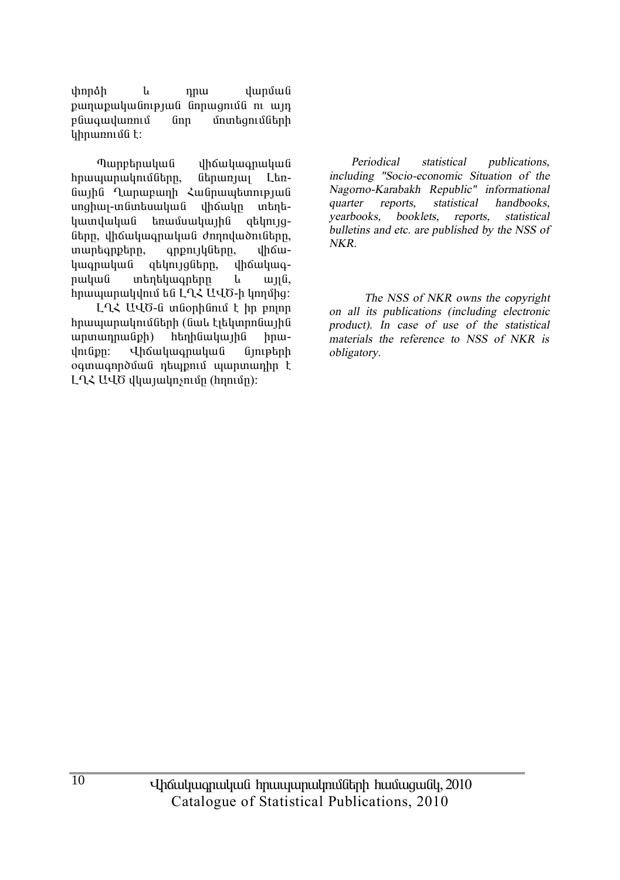փորձի և դրա վարման քաղաքականության նորացումն ու այդ բնագավառում նոր մոտեցումների կիրառումն է:

Պարբերական վիճակագրական հրապարակումները, ներառյալ Լեռնային Ղարաբաղի Հանրապետության սոցիալ-տնտեսական վիճակը տեղեկատվական եռամսակային զեկույցները, վիճակագրական ժողովածուները, տարեգրքերը, գրքույկները, վիճակագրական զեկույցները, վիճակագրական տեղեկագրերը և այլն, հրապարակվում են ԼՂՀ ԱՎԾ-ի կողմից:

ԼՂՀ ԱՎԾ-ն տնօրինում է իր բոլոր հրապարակումների (նաև էլեկտրոնային արտադրանքի) հեղինակային իրավունքը: Վիճակագրական նյութերի օգտագործման դեպքում պարտադիր է ԼՂՀ ԱՎԾ վկայակոչումը (հղումը):

*Periodical statistical publications, including "Socio-economic Situation of the Nagorno-Karabakh Republic" informational quarter reports, statistical handbooks, yearbooks, booklets, reports, statistical bulletins and etc. are published by the NSS of NKR.*

*The NSS of NKR owns the copyright on all its publications (including electronic product). In case of use of the statistical materials the reference to NSS of NKR is obligatory.*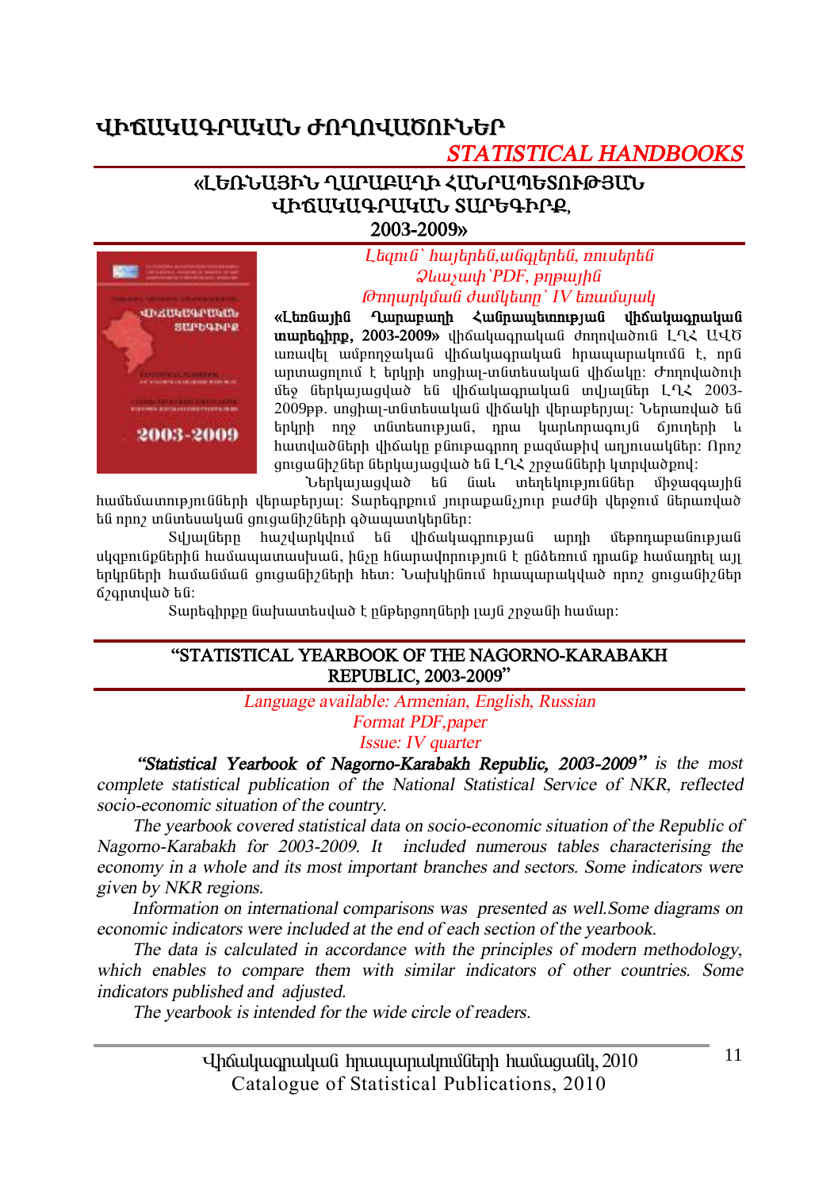# ՎԻՃԱԿԱԳՐԱԿԱՆ ԺՈՂՈՎԱԾՈՒՆԵՐ

*STATISTICAL HANDBOOKS*

## «ԼԵՌՆԱՅԻՆ ՂԱՐԱԲԱՂԻ ՀԱՆՐԱՊԵՏՈՒԹՅԱՆ ՎԻՃԱԿԱԳՐԱԿԱՆ ՏԱՐԵԳԻՐՔ, 2003-2009»

*Լեզուն՝ հայերեն,անգլերեն, ռուսերեն*
*Ձևաչափ՝PDF, թղթային*
*Թողարկման ժամկետը՝ IV եռամսյակ*

**«Լեռնային Ղարաբաղի Հանրապետության վիճակագրական տարեգիրք, 2003-2009»** վիճակագրական ժողովածուն ԼՂՀ ԱՎԾ առավել ամբողջական վիճակագրական հրապարակումն է, որն արտացոլում է երկրի սոցիալ-տնտեսական վիճակը: Ժողովածուի մեջ ներկայացված են վիճակագրական տվյալներ ԼՂՀ 2003-2009թթ. սոցիալ-տնտեսական վիճակի վերաբերյալ: Ներառված են երկրի ողջ տնտեսության, դրա կարևորագույն ճյուղերի և հատվածների վիճակը բնութագրող բազմաթիվ աղյուսակներ: Որոշ ցուցանիշներ ներկայացված են ԼՂՀ շրջանների կտրվածքով:

Ներկայացված են նաև տեղեկություններ միջազգային համեմատությունների վերաբերյալ: Տարեգրքում յուրաքանչյուր բաժնի վերջում ներառված են որոշ տնտեսական ցուցանիշների գծապատկերներ:

Տվյալները հաշվարկվում են վիճակագրության արդի մեթոդաբանության սկզբունքներին համապատասխան, ինչը հնարավորություն է ընձեռում դրանք համադրել այլ երկրների համանման ցուցանիշների հետ: Նախկինում հրապարակված որոշ ցուցանիշներ ճշգրտված են:

Տարեգիրքը նախատեսված է ընթերցողների լայն շրջանի համար:

## "STATISTICAL YEARBOOK OF THE NAGORNO-KARABAKH REPUBLIC, 2003-2009"

*Language available: Armenian, English, Russian*
*Format PDF,paper*
*Issue: IV quarter*

***"Statistical Yearbook of Nagorno-Karabakh Republic, 2003-2009"*** *is the most complete statistical publication of the National Statistical Service of NKR, reflected socio-economic situation of the country.*

*The yearbook covered statistical data on socio-economic situation of the Republic of Nagorno-Karabakh for 2003-2009. It included numerous tables characterising the economy in a whole and its most important branches and sectors. Some indicators were given by NKR regions.*

*Information on international comparisons was presented as well.Some diagrams on economic indicators were included at the end of each section of the yearbook.*

*The data is calculated in accordance with the principles of modern methodology, which enables to compare them with similar indicators of other countries. Some indicators published and adjusted.*

*The yearbook is intended for the wide circle of readers.*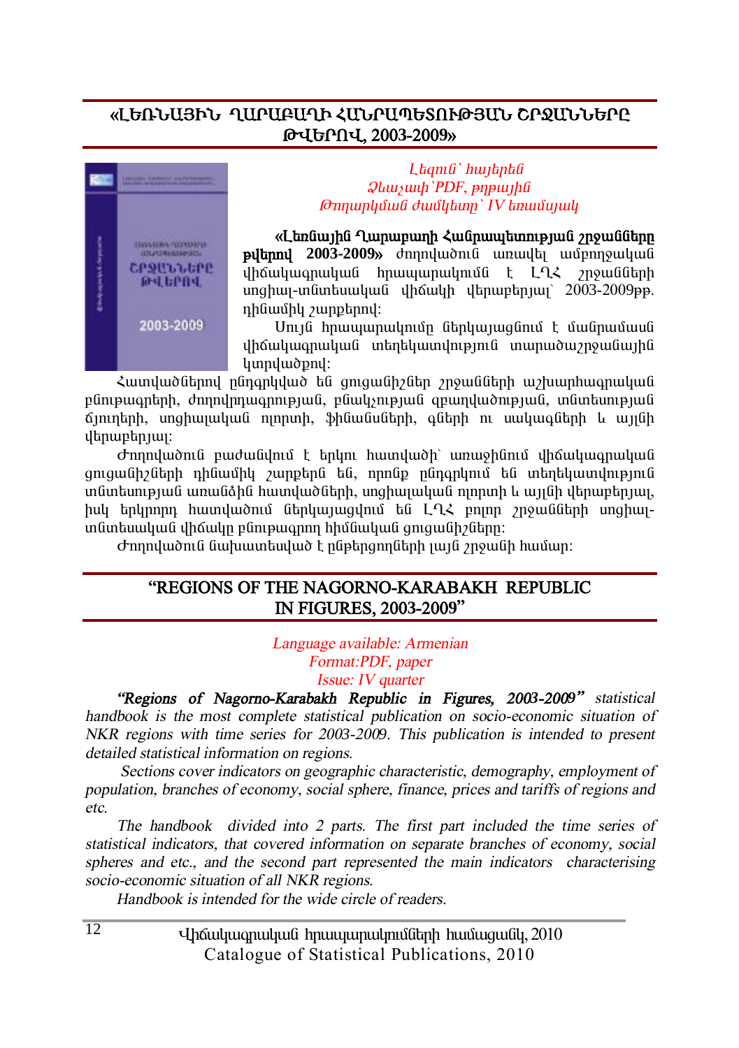## «ԼԵՌՆԱՅԻՆ ՂԱՐԱԲԱՂԻ ՀԱՆՐԱՊԵՏՈՒԹՅԱՆ ՇՐՋԱՆՆԵՐԸ ԹՎԵՐՈՎ, 2003-2009»

*Լեզուն՝ հայերեն*
*Ձևաչափ՝PDF, թղթային*
*Թողարկման ժամկետը՝ IV եռամսյակ*

**«Լեռնային Ղարաբաղի Հանրապետության շրջանները թվերով 2003-2009»** ժողովածուն առավել ամբողջական վիճակագրական հրապարակումն է ԼՂՀ շրջանների սոցիալ-տնտեսական վիճակի վերաբերյալ՝ 2003-2009թթ. դինամիկ շարքերով:

Սույն հրապարակումը ներկայացնում է մանրամասն վիճակագրական տեղեկատվություն տարածաշրջանային կտրվածքով:

Հատվածներով ընդգրկված են ցուցանիշներ շրջանների աշխարհագրական բնութագրերի, ժողովրդագրության, բնակչության զբաղվածության, տնտեսության ճյուղերի, սոցիալական ոլորտի, ֆինանսների, գների ու սակագների և այլնի վերաբերյալ:

Ժողովածուն բաժանվում է երկու հատվածի՝ առաջինում վիճակագրական ցուցանիշների դինամիկ շարքերն են, որոնք ընդգրկում են տեղեկատվություն տնտեսության առանձին հատվածների, սոցիալական ոլորտի և այլնի վերաբերյալ, իսկ երկրորդ հատվածում ներկայացվում են ԼՂՀ բոլոր շրջանների սոցիալ-տնտեսական վիճակը բնութագրող հիմնական ցուցանիշները:

Ժողովածուն նախատեսված է ընթերցողների լայն շրջանի համար:

## "REGIONS OF THE NAGORNO-KARABAKH REPUBLIC IN FIGURES, 2003-2009"

*Language available: Armenian*
*Format:PDF, paper*
*Issue: IV quarter*

***"Regions of Nagorno-Karabakh Republic in Figures, 2003-2009"*** *statistical handbook is the most complete statistical publication on socio-economic situation of NKR regions with time series for 2003-2009. This publication is intended to present detailed statistical information on regions.*

*Sections cover indicators on geographic characteristic, demography, employment of population, branches of economy, social sphere, finance, prices and tariffs of regions and etc.*

*The handbook divided into 2 parts. The first part included the time series of statistical indicators, that covered information on separate branches of economy, social spheres and etc., and the second part represented the main indicators characterising socio-economic situation of all NKR regions.*

*Handbook is intended for the wide circle of readers.*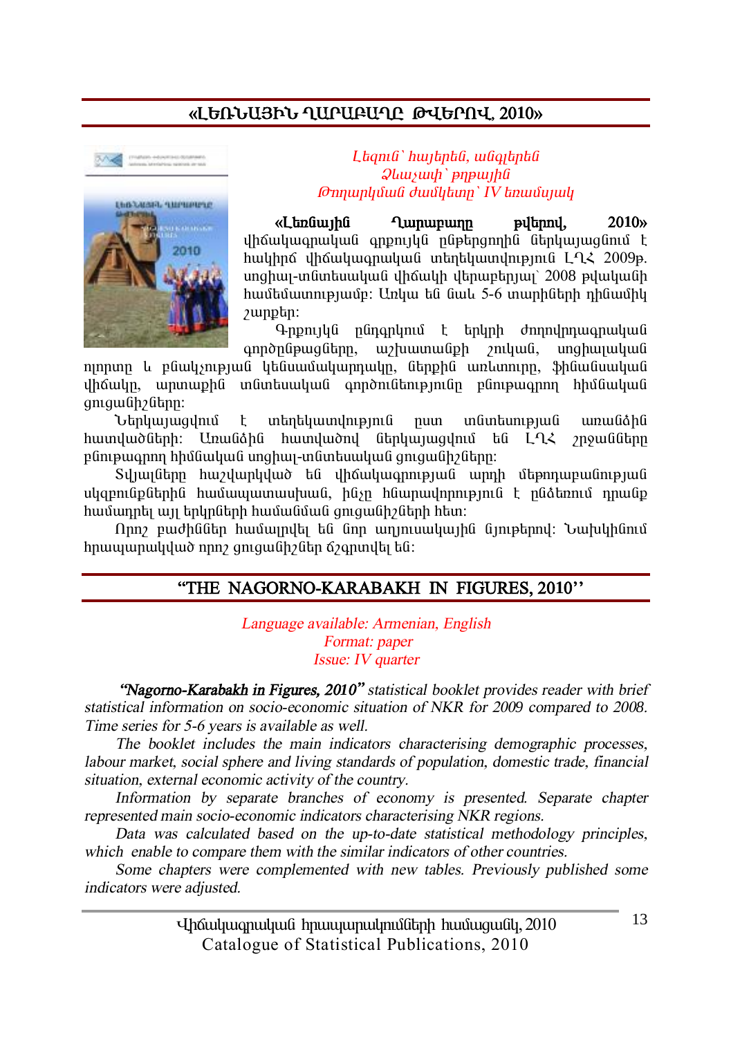## «ԼԵՌՆԱՅԻՆ ՂԱՐԱԲԱՂԸ ԹՎԵՐՈՎ, 2010»

*Լեզուն՝ հայերեն, անգլերեն*
*Ձևաչափ՝ թղթային*
*Թողարկման ժամկետը՝ IV եռամսյակ*

**«Լեռնային Ղարաբաղը թվերով, 2010»** վիճակագրական գրքույկն ընթերցողին ներկայացնում է հակիրճ վիճակագրական տեղեկատվություն ԼՂՀ 2009թ. սոցիալ-տնտեսական վիճակի վերաբերյալ՝ 2008 թվականի համեմատությամբ: Առկա են նաև 5-6 տարիների դինամիկ շարքեր:

Գրքույկն ընդգրկում է երկրի ժողովրդագրական գործընթացները, աշխատանքի շուկան, սոցիալական ոլորտը և բնակչության կենսամակարդակը, ներքին առևտուրը, ֆինանսական վիճակը, արտաքին տնտեսական գործունեությունը բնութագրող հիմնական ցուցանիշները:

Ներկայացվում է տեղեկատվություն ըստ տնտեսության առանձին հատվածների: Առանձին հատվածով ներկայացվում են ԼՂՀ շրջանները բնութագրող հիմնական սոցիալ-տնտեսական ցուցանիշները:

Տվյալները հաշվարկված են վիճակագրության արդի մեթոդաբանության սկզբունքներին համապատասխան, ինչը հնարավորություն է ընձեռում դրանք համադրել այլ երկրների համանման ցուցանիշների հետ:

Որոշ բաժիններ համալրվել են նոր աղյուսակային նյութերով: Նախկինում հրապարակված որոշ ցուցանիշներ ճշգրտվել են:

## "THE NAGORNO-KARABAKH IN FIGURES, 2010"

*Language available: Armenian, English*
*Format: paper*
*Issue: IV quarter*

***"Nagorno-Karabakh in Figures, 2010"*** *statistical booklet provides reader with brief statistical information on socio-economic situation of NKR for 2009 compared to 2008. Time series for 5-6 years is available as well.*

*The booklet includes the main indicators characterising demographic processes, labour market, social sphere and living standards of population, domestic trade, financial situation, external economic activity of the country.*

*Information by separate branches of economy is presented. Separate chapter represented main socio-economic indicators characterising NKR regions.*

*Data was calculated based on the up-to-date statistical methodology principles, which enable to compare them with the similar indicators of other countries.*

*Some chapters were complemented with new tables. Previously published some indicators were adjusted.*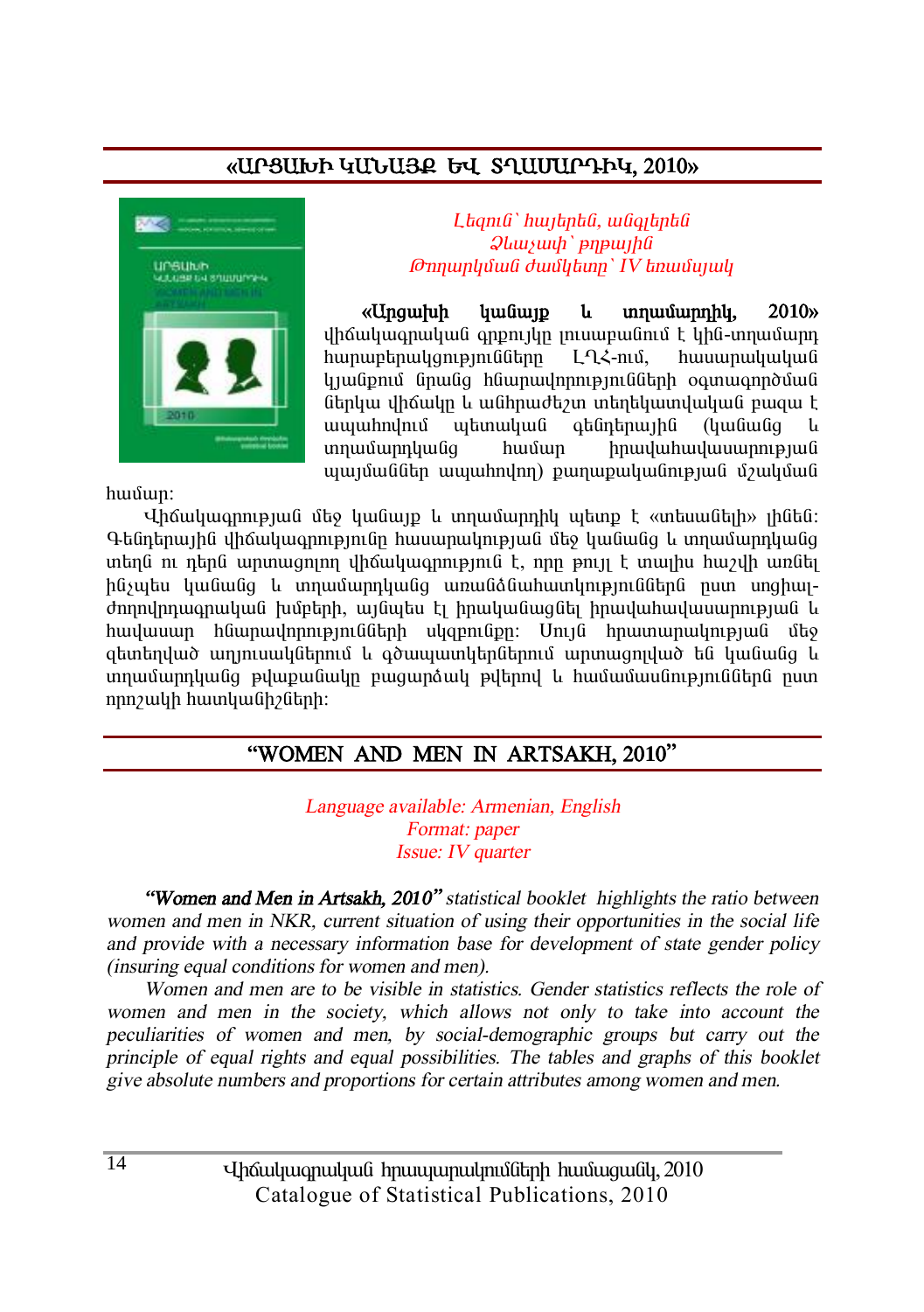## «ԱՐՑԱԽԻ ԿԱՆԱՅՔ ԵՎ ՏՂԱՄԱՐԴԻԿ, 2010»

*Լեզուն՝ հայերեն, անգլերեն*
*Ձևաչափի՝ թղթային*
*Թողարկման ժամկետը՝ IV եռամսյակ*

**«Արցախի կանայք և տղամարդիկ, 2010»** վիճակագրական գրքույկը լուսաբանում է կին-տղամարդ հարաբերակցությունները ԼՂՀ-ում, հասարակական կյանքում նրանց հնարավորությունների օգտագործման ներկա վիճակը և անհրաժեշտ տեղեկատվական բազա է ապահովում պետական գենդերային (կանանց և տղամարդկանց համար իրավահավասարության պայմաններ ապահովող) քաղաքականության մշակման համար:

Վիճակագրության մեջ կանայք և տղամարդիկ պետք է «տեսանելի» լինեն: Գենդերային վիճակագրությունը հասարակության մեջ կանանց և տղամարդկանց տեղն ու դերն արտացոլող վիճակագրություն է, որը թույլ է տալիս հաշվի առնել ինչպես կանանց և տղամարդկանց առանձնահատկությունները ըստ սոցիալ-ժողովրդագրական խմբերի, այնպես էլ իրականացնել իրավահավասարության և հավասար հնարավորությունների սկզբունքը: Սույն հրատարակության մեջ զետեղված աղյուսակներում և գծապատկերներում արտացոլված են կանանց և տղամարդկանց թվաքանակը բացարձակ թվերով և համամասնություններն ըստ որոշակի հատկանիշների:

## "WOMEN AND MEN IN ARTSAKH, 2010"

*Language available: Armenian, English*
*Format: paper*
*Issue: IV quarter*

***"Women and Men in Artsakh, 2010"*** *statistical booklet highlights the ratio between women and men in NKR, current situation of using their opportunities in the social life and provide with a necessary information base for development of state gender policy (insuring equal conditions for women and men).*

*Women and men are to be visible in statistics. Gender statistics reflects the role of women and men in the society, which allows not only to take into account the peculiarities of women and men, by social-demographic groups but carry out the principle of equal rights and equal possibilities. The tables and graphs of this booklet give absolute numbers and proportions for certain attributes among women and men.*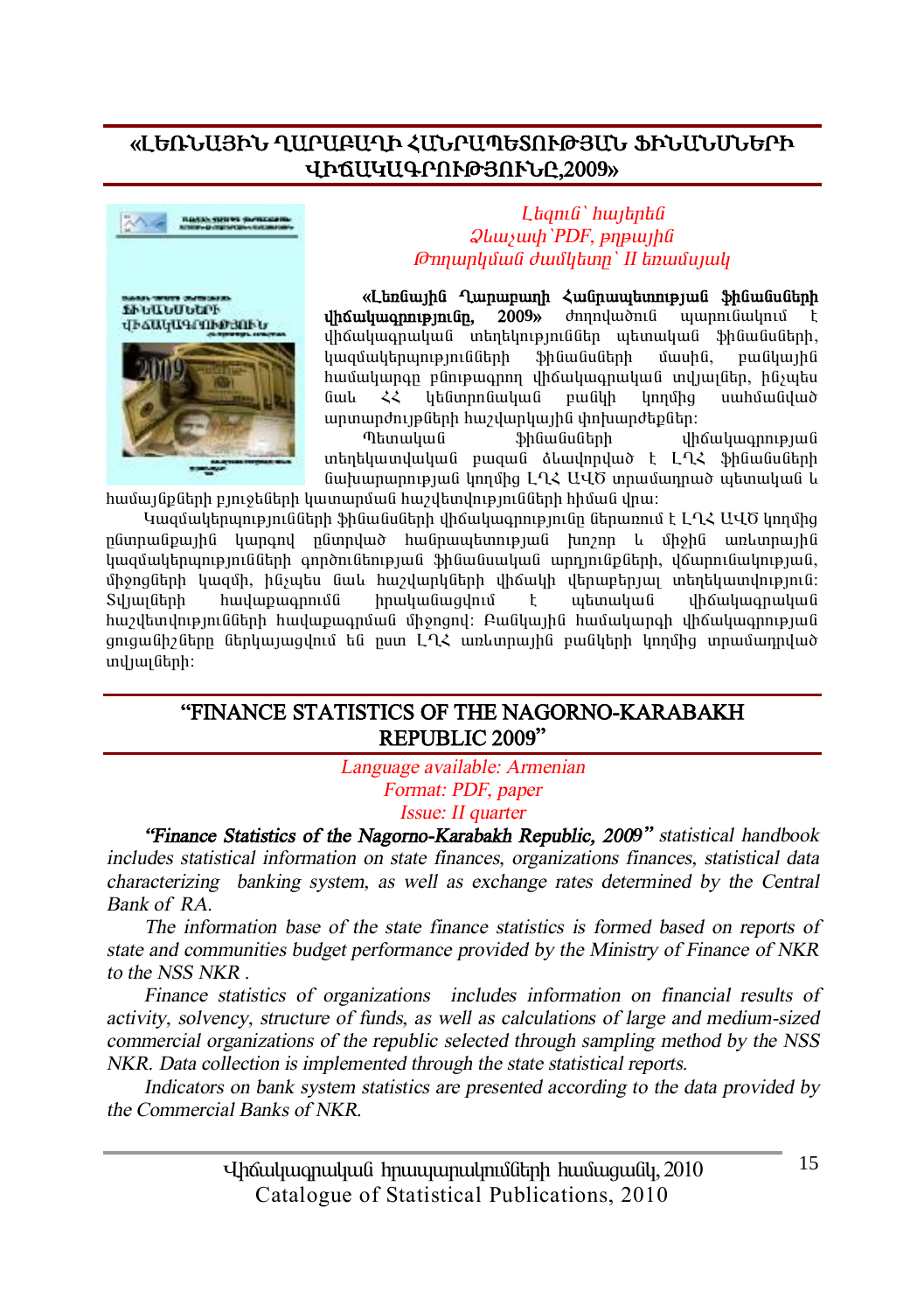## «ԼԵՌՆԱՅԻՆ ՂԱՐԱԲԱՂԻ ՀԱՆՐԱՊԵՏՈՒԹՅԱՆ ՖԻՆԱՆՍՆԵՐԻ ՎԻՃԱԿԱԳՐՈՒԹՅՈՒՆԸ,2009»

*Լեզուն՝ հայերեն*
*Ձևաչափ՝PDF, թղթային*
*Թողարկման ժամկետը՝ II եռամսյակ*

**«Լեռնային Ղարաբաղի Հանրապետության ֆինանսների վիճակագրությունը, 2009»** ժողովածուն պարունակում է վիճակագրական տեղեկություններ պետական ֆինանսների, կազմակերպությունների ֆինանսների մասին, բանկային համակարգը բնութագրող վիճակագրական տվյալներ, ինչպես նաև ՀՀ կենտրոնական բանկի կողմից սահմանված արտարժույթների հաշվարկային փոխարժեքներ:

Պետական ֆինանսների վիճակագրության տեղեկատվական բազան ձևավորված է ԼՂՀ ֆինանսների նախարարության կողմից ԼՂՀ ԱՎԾ տրամադրված պետական և համայնքների բյուջեների կատարման հաշվետվությունների հիման վրա:

Կազմակերպությունների ֆինանսների վիճակագրությունը ներառում է ԼՂՀ ԱՎԾ կողմից ընտրանքային կարգով ընտրված հանրապետության խոշոր և միջին առևտրային կազմակերպությունների գործունեության ֆինանսական արդյունքների, վճարունակության, միջոցների կազմի, ինչպես նաև հաշվարկների վիճակի վերաբերյալ տեղեկատվություն: Տվյալների հավաքագրումն իրականացվում է պետական վիճակագրական հաշվետվությունների հավաքագրման միջոցով: Բանկային համակարգի վիճակագրության ցուցանիշները ներկայացվում են ըստ ԼՂՀ առևտրային բանկերի կողմից տրամադրված տվյալների:

## "FINANCE STATISTICS OF THE NAGORNO-KARABAKH REPUBLIC 2009"

*Language available: Armenian*
*Format: PDF, paper*
*Issue: II quarter*

*"Finance Statistics of the Nagorno-Karabakh Republic, 2009" statistical handbook includes statistical information on state finances, organizations finances, statistical data characterizing banking system, as well as exchange rates determined by the Central Bank of RA.*

*The information base of the state finance statistics is formed based on reports of state and communities budget performance provided by the Ministry of Finance of NKR to the NSS NKR .*

*Finance statistics of organizations includes information on financial results of activity, solvency, structure of funds, as well as calculations of large and medium-sized commercial organizations of the republic selected through sampling method by the NSS NKR. Data collection is implemented through the state statistical reports.*

*Indicators on bank system statistics are presented according to the data provided by the Commercial Banks of NKR.*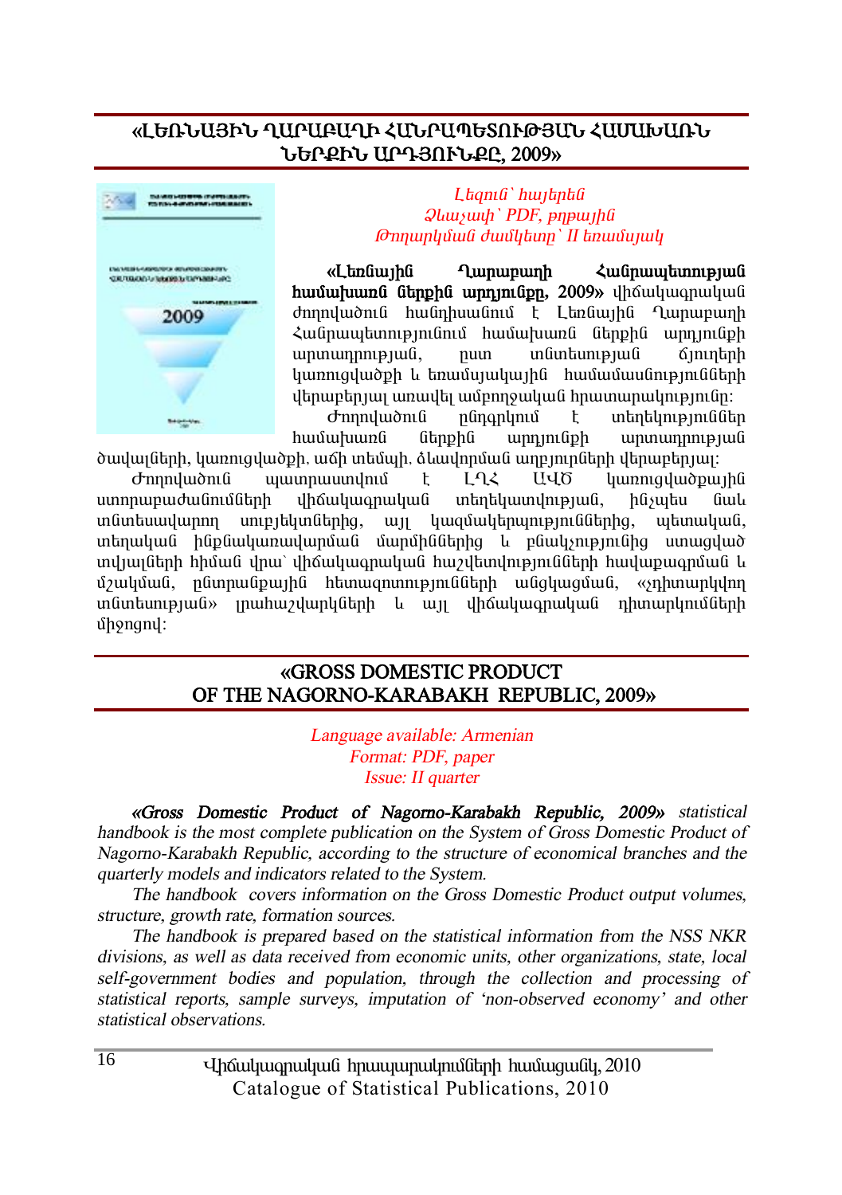## «ԼԵՌՆԱՅԻՆ ՂԱՐԱԲԱՂԻ ՀԱՆՐԱՊԵՏՈՒԹՅԱՆ ՀԱՄԱԽԱՌՆ ՆԵՐՔԻՆ ԱՐԴՅՈՒՆՔԸ, 2009»

*Լեզուն՝ հայերեն*
*Ձևաչափ՝ PDF, թղթային*
*Թողարկման ժամկետը՝ II եռամսյակ*

**«Լեռնային Ղարաբաղի Հանրապետության համախառն ներքին արդյունքը, 2009»** վիճակագրական ժողովածուն հանդիսանում է Լեռնային Ղարաբաղի Հանրապետությունում համախառն ներքին արդյունքի արտադրության, ըստ տնտեսության ճյուղերի կառուցվածքի և եռամսյակային համամասնությունների վերաբերյալ առավել ամբողջական հրատարակությունը:

Ժողովածուն ընդգրկում է տեղեկություններ համախառն ներքին արդյունքի արտադրության ծավալների, կառուցվածքի, աճի տեմպի, ձևավորման աղբյուրների վերաբերյալ:

Ժողովածուն պատրաստվում է ԼՂՀ ԱՎԾ կառուցվածքային ստորաբաժանումների վիճակագրական տեղեկատվության, ինչպես նաև տնտեսավարող սուբյեկտներից, այլ կազմակերպություններից, պետական, տեղական ինքնակառավարման մարմիններից և բնակչությունից ստացված տվյալների հիման վրա՝ վիճակագրական հաշվետվությունների հավաքագրման և մշակման, ընտրանքային հետազոտությունների անցկացման, «չդիտարկվող տնտեսության» լրահաշվարկների և այլ վիճակագրական դիտարկումների միջոցով:

## «GROSS DOMESTIC PRODUCT OF THE NAGORNO-KARABAKH REPUBLIC, 2009»

*Language available: Armenian*
*Format: PDF, paper*
*Issue: II quarter*

***«Gross Domestic Product of Nagorno-Karabakh Republic, 2009»*** *statistical handbook is the most complete publication on the System of Gross Domestic Product of Nagorno-Karabakh Republic, according to the structure of economical branches and the quarterly models and indicators related to the System.*

*The handbook covers information on the Gross Domestic Product output volumes, structure, growth rate, formation sources.*

*The handbook is prepared based on the statistical information from the NSS NKR divisions, as well as data received from economic units, other organizations, state, local self-government bodies and population, through the collection and processing of statistical reports, sample surveys, imputation of 'non-observed economy' and other statistical observations.*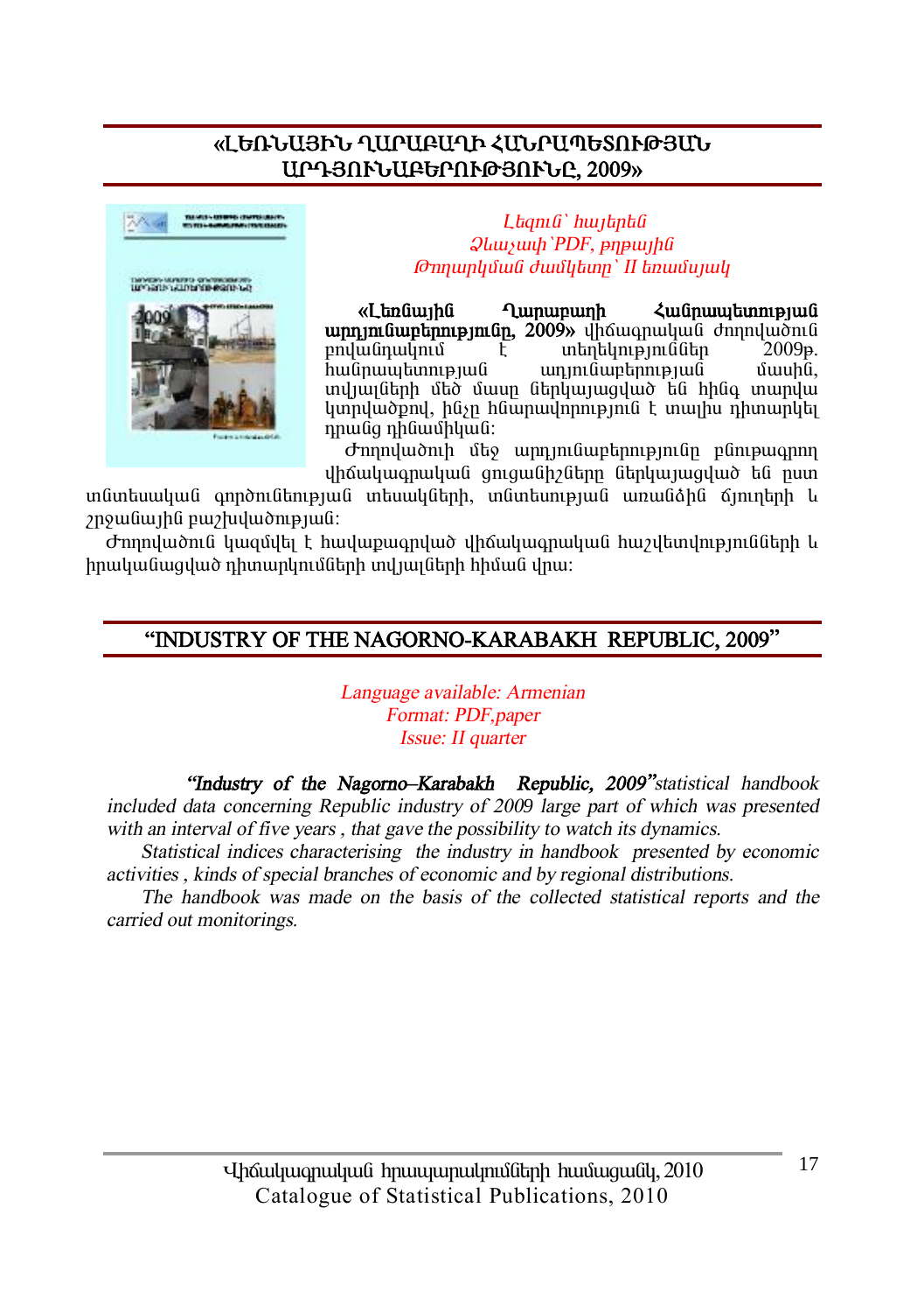## «ԼԵՌՆԱՅԻՆ ՂԱՐԱԲԱՂԻ ՀԱՆՐԱՊԵՏՈՒԹՅԱՆ ԱՐԴՅՈՒՆԱԲԵՐՈՒԹՅՈՒՆԸ, 2009»

*Լեզուն՝ հայերեն*
*Ձևաչափ՝PDF, թղթային*
*Թողարկման ժամկետը՝ II եռամսյակ*

**«Լեռնային Ղարաբաղի Հանրապետության արդյունաբերությունը, 2009»** վիճակագրական ժողովածուն բովանդակում է տեղեկություններ 2009թ. հանրապետության արդյունաբերության մասին, տվյալների մեծ մասը ներկայացված են հինգ տարվա կտրվածքով, ինչը հնարավորություն է տալիս դիտարկել դրանց դինամիկան:

Ժողովածուի մեջ արդյունաբերությունը բնութագրող վիճակագրական ցուցանիշները ներկայացված են ըստ տնտեսական գործունեության տեսակների, տնտեսության առանձին ճյուղերի և շրջանային բաշխվածության:

Ժողովածուն կազմվել է հավաքագրված վիճակագրական հաշվետվությունների և իրականացված դիտարկումների տվյալների հիման վրա:

## "INDUSTRY OF THE NAGORNO-KARABAKH REPUBLIC, 2009"

*Language available: Armenian*
*Format: PDF,paper*
*Issue: II quarter*

***"Industry of the Nagorno–Karabakh Republic, 2009"****statistical handbook included data concerning Republic industry of 2009 large part of which was presented with an interval of five years , that gave the possibility to watch its dynamics.*

*Statistical indices characterising the industry in handbook presented by economic activities , kinds of special branches of economic and by regional distributions.*

*The handbook was made on the basis of the collected statistical reports and the carried out monitorings.*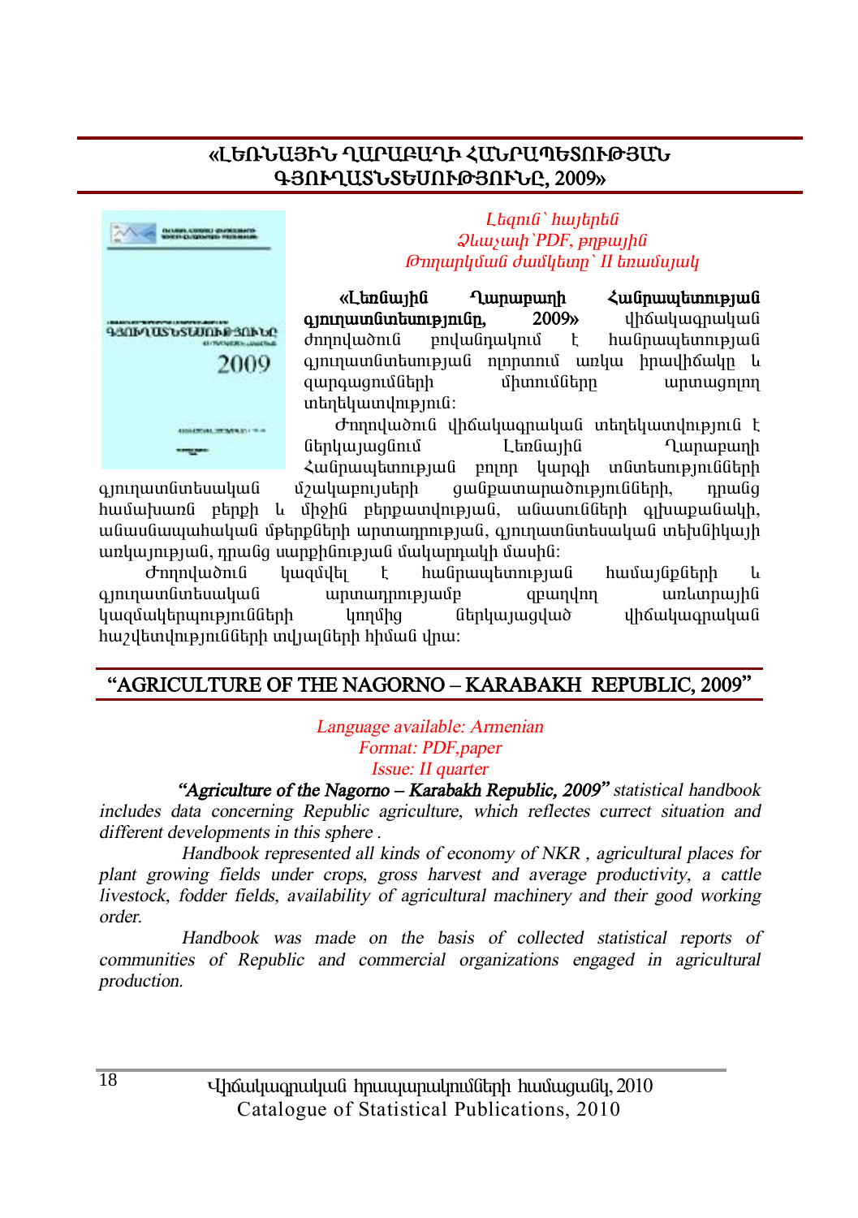## «ԼԵՌՆԱՅԻՆ ՂԱՐԱԲԱՂԻ ՀԱՆՐԱՊԵՏՈՒԹՅԱՆ ԳՅՈՒՂԱՏՆՏԵՍՈՒԹՅՈՒՆԸ, 2009»

*Լեզուն՝ հայերեն*
*Ձևաչափ՝PDF, թղթային*
*Թողարկման ժամկետը՝ II եռամսյակ*

**«Լեռնային Ղարաբաղի Հանրապետության գյուղատնտեսությունը, 2009»** վիճակագրական ժողովածուն բովանդակում է հանրապետության գյուղատնտեսության ոլորտում առկա իրավիճակը և զարգացումների միտումները արտացոլող տեղեկատվություն:

Ժողովածուն վիճակագրական տեղեկատվություն է ներկայացնում Լեռնային Ղարաբաղի Հանրապետության բոլոր կարգի տնտեսությունների գյուղատնտեսական մշակաբույսերի ցանքատարածությունների, դրանց համախառն բերքի և միջին բերքատվության, անասունների գլխաքանակի, անասնապահական մթերքների արտադրության, գյուղատնտեսական տեխնիկայի առկայության, դրանց սարքինության մակարդակի մասին:

Ժողովածուն կազմվել է հանրապետության համայնքների և գյուղատնտեսական արտադրությամբ զբաղվող առևտրային կազմակերպությունների կողմից ներկայացված վիճակագրական հաշվետվությունների տվյալների հիման վրա:

## "AGRICULTURE OF THE NAGORNO – KARABAKH REPUBLIC, 2009"

*Language available: Armenian*
*Format: PDF,paper*
*Issue: II quarter*

***"Agriculture of the Nagorno – Karabakh Republic, 2009"*** *statistical handbook includes data concerning Republic agriculture, which reflectes currect situation and different developments in this sphere .*

*Handbook represented all kinds of economy of NKR , agricultural places for plant growing fields under crops, gross harvest and average productivity, a cattle livestock, fodder fields, availability of agricultural machinery and their good working order.*

*Handbook was made on the basis of collected statistical reports of communities of Republic and commercial organizations engaged in agricultural production.*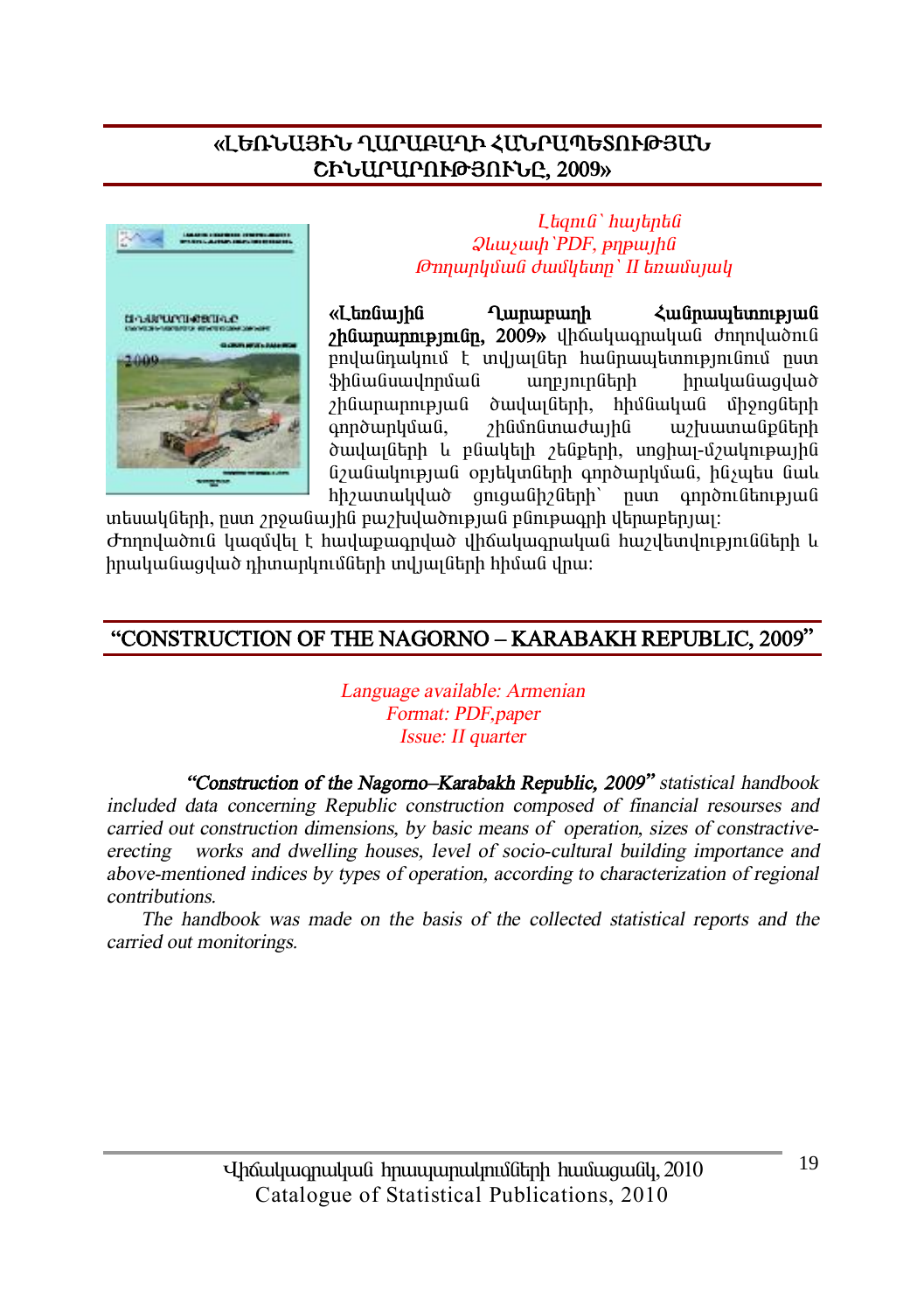## «ԼԵՌՆԱՅԻՆ ՂԱՐԱԲԱՂԻ ՀԱՆՐԱՊԵՏՈՒԹՅԱՆ ՇԻՆԱՐԱՐՈՒԹՅՈՒՆԸ, 2009»

*Լեզուն՝ հայերեն*
*Ձևաչափ՝PDF, թղթային*
*Թողարկման ժամկետը՝ II եռամսյակ*

**«Լեռնային Ղարաբաղի Հանրապետության շինարարությունը, 2009»** վիճակագրական ժողովածուն բովանդակում է տվյալներ հանրապետությունում ըստ ֆինանսավորման աղբյուրների իրականացված շինարարության ծավալների, հիմնական միջոցների գործարկման, շինմոնտաժային աշխատանքների ծավալների և բնակելի շենքերի, սոցիալ-մշակութային նշանակության օբյեկտների գործարկման, ինչպես նաև հիշատակված ցուցանիշների՝ ըստ գործունեության տեսակների, ըստ շրջանային բաշխվածության բնութագրի վերաբերյալ:

Ժողովածուն կազմվել է հավաքագրված վիճակագրական հաշվետվությունների և իրականացված դիտարկումների տվյալների հիման վրա:

## "CONSTRUCTION OF THE NAGORNO – KARABAKH REPUBLIC, 2009"

*Language available: Armenian*
*Format: PDF,paper*
*Issue: II quarter*

***"Construction of the Nagorno–Karabakh Republic, 2009"*** *statistical handbook included data concerning Republic construction composed of financial resourses and carried out construction dimensions, by basic means of operation, sizes of constractive-erecting works and dwelling houses, level of socio-cultural building importance and above-mentioned indices by types of operation, according to characterization of regional contributions.*

*The handbook was made on the basis of the collected statistical reports and the carried out monitorings.*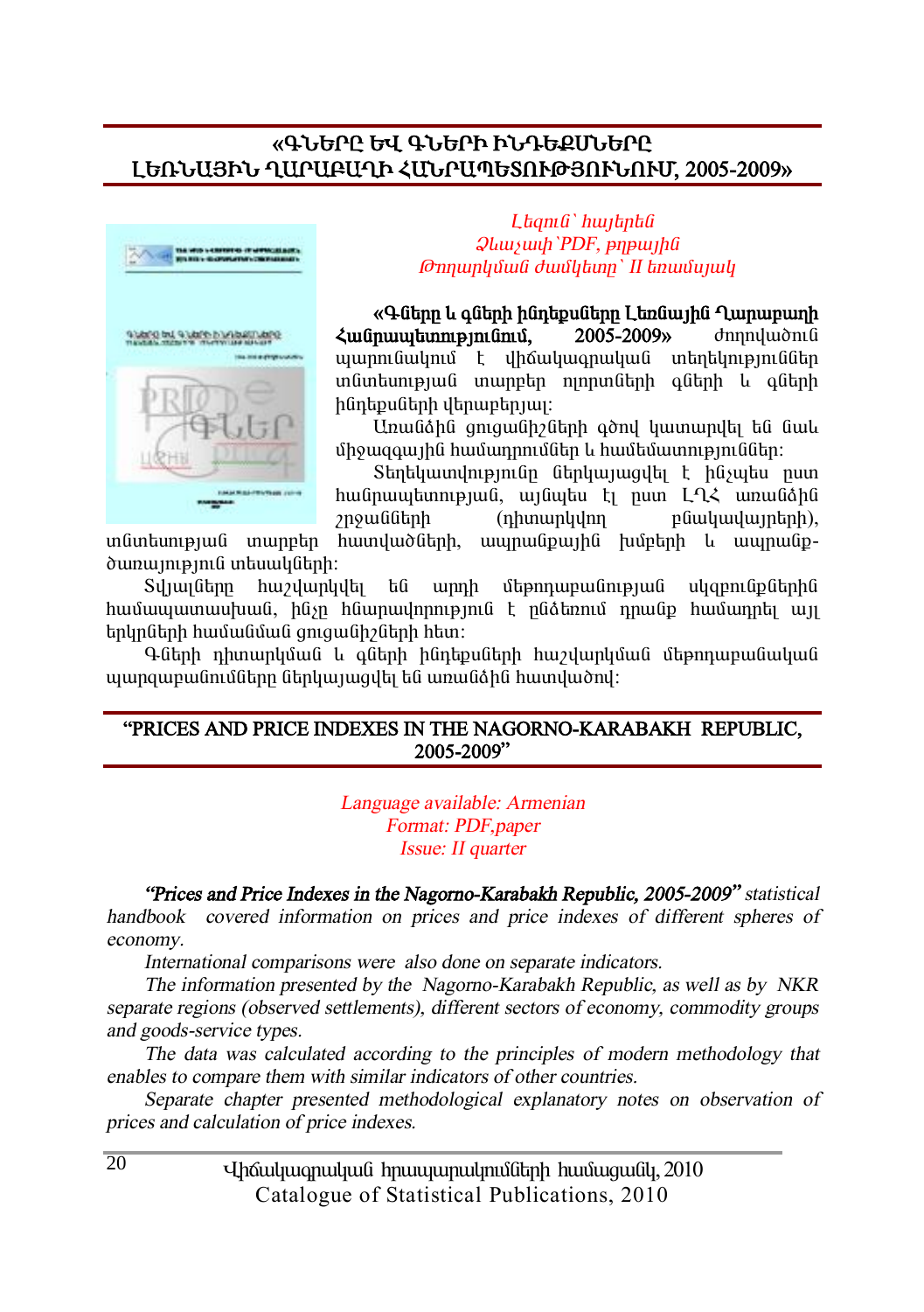## «ԳՆԵՐԸ ԵՎ ԳՆԵՐԻ ԻՆԴԵՔՍՆԵՐԸ ԼԵՌՆԱՅԻՆ ՂԱՐԱԲԱՂԻ ՀԱՆՐԱՊԵՏՈՒԹՅՈՒՆՈՒՄ, 2005-2009»

*Լեզուն՝ հայերեն*
*Ձևաչափ՝PDF, թղթային*
*Թողարկման ժամկետը՝ II եռամսյակ*

**«Գները և գների ինդեքսները Լեռնային Ղարաբաղի Հանրապետությունում, 2005-2009»** ժողովածուն պարունակում է վիճակագրական տեղեկություններ տնտեսության տարբեր ոլորտների գների և գների ինդեքսների վերաբերյալ:

Առանձին ցուցանիշների գծով կատարվել են նաև միջազգային համադրումներ և համեմատություններ:

Տեղեկատվությունը ներկայացվել է ինչպես ըստ հանրապետության, այնպես էլ ըստ ԼՂՀ առանձին շրջանների (դիտարկվող բնակավայրերի), տնտեսության տարբեր հատվածների, ապրանքային խմբերի և ապրանք-ծառայություն տեսակների:

Տվյալները հաշվարկվել են արդի մեթոդաբանության սկզբունքներին համապատասխան, ինչը հնարավորություն է ընձեռում դրանք համադրել այլ երկրների համանման ցուցանիշների հետ:

Գների դիտարկման և գների ինդեքսների հաշվարկման մեթոդաբանական պարզաբանումները ներկայացվել են առանձին հատվածով:

## "PRICES AND PRICE INDEXES IN THE NAGORNO-KARABAKH REPUBLIC, 2005-2009"

*Language available: Armenian*
*Format: PDF,paper*
*Issue: II quarter*

***"Prices and Price Indexes in the Nagorno-Karabakh Republic, 2005-2009"*** *statistical handbook covered information on prices and price indexes of different spheres of economy.*

*International comparisons were also done on separate indicators.*

*The information presented by the Nagorno-Karabakh Republic, as well as by NKR separate regions (observed settlements), different sectors of economy, commodity groups and goods-service types.*

*The data was calculated according to the principles of modern methodology that enables to compare them with similar indicators of other countries.*

*Separate chapter presented methodological explanatory notes on observation of prices and calculation of price indexes.*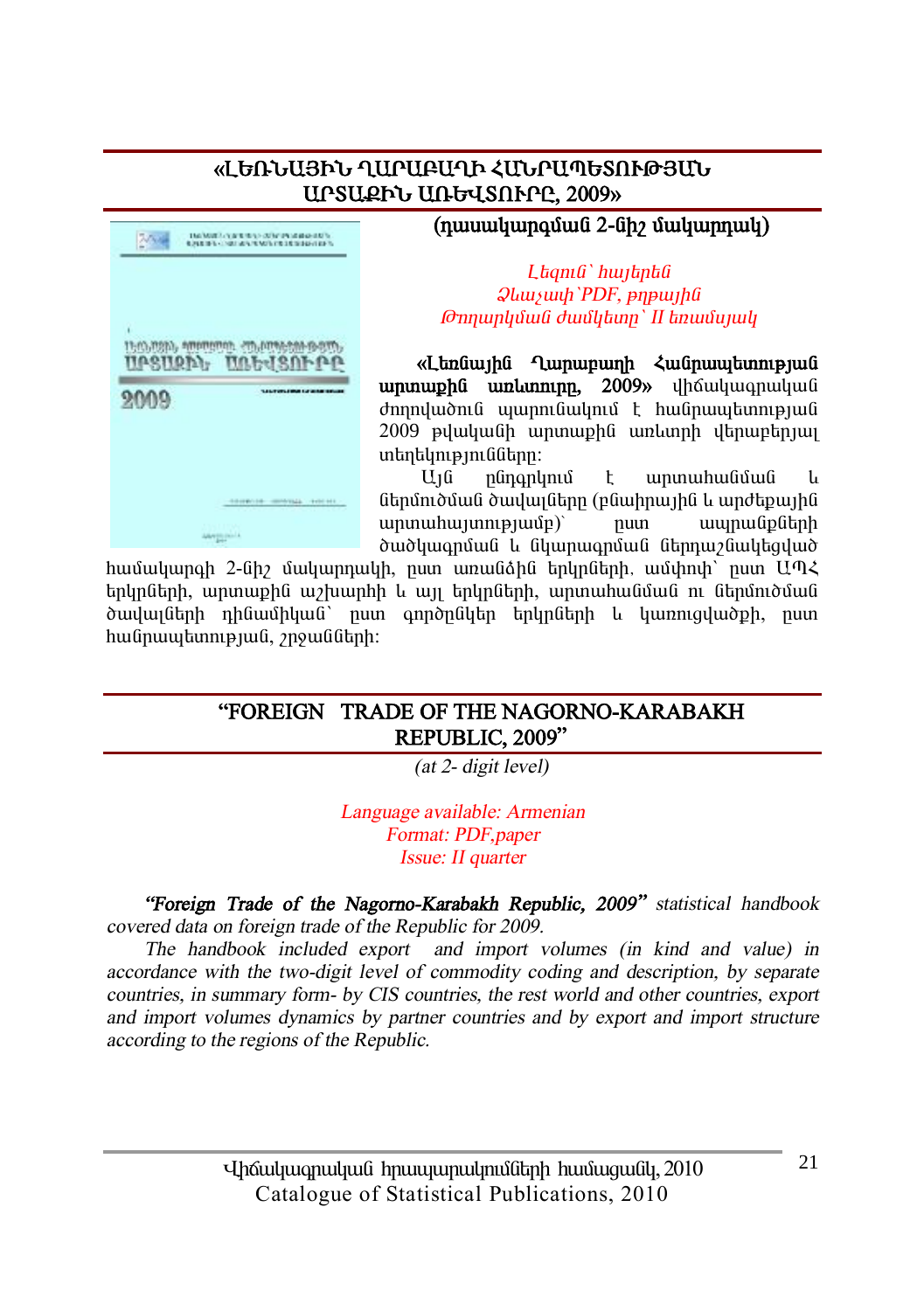## «ԼԵՌՆԱՅԻՆ ՂԱՐԱԲԱՂԻ ՀԱՆՐԱՊԵՏՈՒԹՅԱՆ ԱՐՏԱՔԻՆ ԱՌԵՎՏՈՒՐԸ, 2009»

**(դասակարգման 2-նիշ մակարդակ)**

*Լեզուն՝ հայերեն*
*Ձևաչափ՝PDF, թղթային*
*Թողարկման ժամկետը՝ II եռամսյակ*

**«Լեռնային Ղարաբաղի Հանրապետության արտաքին առևտուրը, 2009»** վիճակագրական ժողովածուն պարունակում է հանրապետության 2009 թվականի արտաքին առևտրի վերաբերյալ տեղեկությունները:

Այն ընդգրկում է արտահանման և ներմուծման ծավալները (բնաիրային և արժեքային արտահայտությամբ)՝ ըստ ապրանքների ծածկագրման և նկարագրման ներդաշնակեցված համակարգի 2-նիշ մակարդակի, ըստ առանձին երկրների, ամփոփ՝ ըստ ԱՊՀ երկրների, արտաքին աշխարհի և այլ երկրների, արտահանման ու ներմուծման ծավալների դինամիկան՝ ըստ գործընկեր երկրների և կառուցվածքի, ըստ հանրապետության, շրջանների:

## "FOREIGN TRADE OF THE NAGORNO-KARABAKH REPUBLIC, 2009"

*(at 2- digit level)*

*Language available: Armenian*
*Format: PDF,paper*
*Issue: II quarter*

***"Foreign Trade of the Nagorno-Karabakh Republic, 2009"*** *statistical handbook covered data on foreign trade of the Republic for 2009.*

*The handbook included export and import volumes (in kind and value) in accordance with the two-digit level of commodity coding and description, by separate countries, in summary form- by CIS countries, the rest world and other countries, export and import volumes dynamics by partner countries and by export and import structure according to the regions of the Republic.*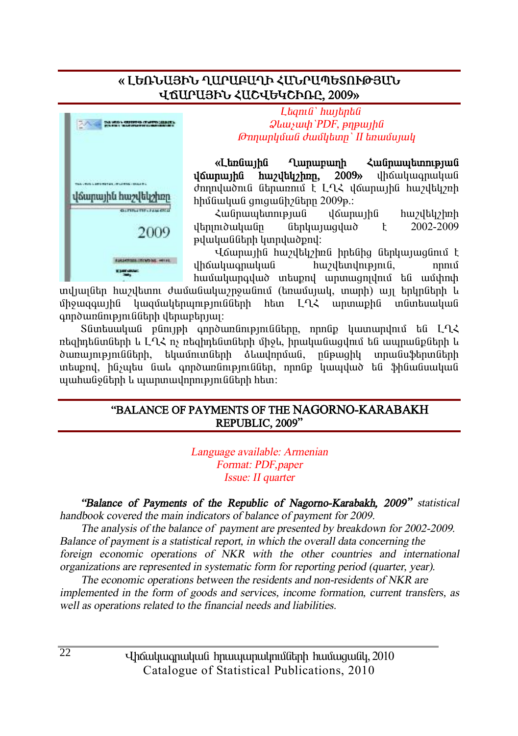## « ԼԵՌՆԱՅԻՆ ՂԱՐԱԲԱՂԻ ՀԱՆՐԱՊԵՏՈՒԹՅԱՆ ՎՃԱՐԱՅԻՆ ՀԱՇՎԵԿՇԻՌԸ, 2009»

*Լեզուն՝ հայերեն*
*Ձևաչափ՝PDF, թղթային*
*Թողարկման ժամկետը՝ II եռամսյակ*

**«Լեռնային Ղարաբաղի Հանրապետության վճարային հաշվեկշիռը, 2009»** վիճակագրական ժողովածուն ներառում է ԼՂՀ վճարային հաշվեկշռի հիմնական ցուցանիշները 2009թ.:

Հանրապետության վճարային հաշվեկշռի վերլուծականը ներկայացված է 2002-2009 թվականների կտրվածքով:

Վճարային հաշվեկշիռն իրենից ներկայացնում է վիճակագրական հաշվետվություն, որում համակարգված տեսքով արտացոլվում են ամփոփ տվյալներ հաշվետու ժամանակաշրջանում (եռամսյակ, տարի) այլ երկրների և միջազգային կազմակերպությունների հետ ԼՂՀ արտաքին տնտեսական գործառնությունների վերաբերյալ:

Տնտեսական բնույթի գործառնությունները, որոնք կատարվում են ԼՂՀ ռեզիդենտների և ԼՂՀ ոչ ռեզիդենտների միջև, իրականացվում են ապրանքների և ծառայությունների, եկամուտների ձևավորման, ընթացիկ տրանսֆերտների տեսքով, ինչպես նաև գործառնություններ, որոնք կապված են ֆինանսական պահանջների և պարտավորությունների հետ:

## "BALANCE OF PAYMENTS OF THE NAGORNO-KARABAKH REPUBLIC, 2009"

*Language available: Armenian*
*Format: PDF,paper*
*Issue: II quarter*

***"Balance of Payments of the Republic of Nagorno-Karabakh, 2009"*** *statistical handbook covered the main indicators of balance of payment for 2009.*

*The analysis of the balance of payment are presented by breakdown for 2002-2009. Balance of payment is a statistical report, in which the overall data concerning the foreign economic operations of NKR with the other countries and international organizations are represented in systematic form for reporting period (quarter, year).*

*The economic operations between the residents and non-residents of NKR are implemented in the form of goods and services, income formation, current transfers, as well as operations related to the financial needs and liabilities.*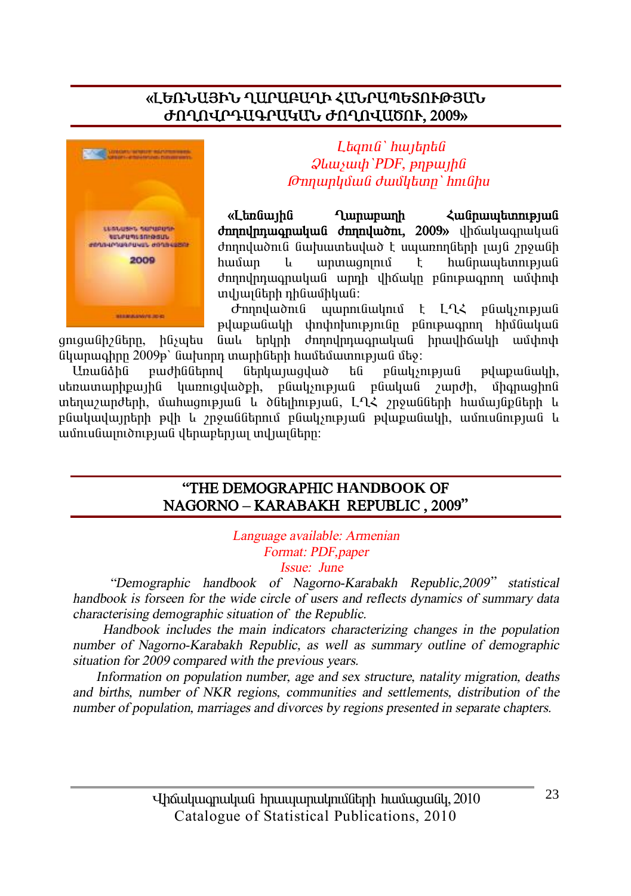## «ԼԵՌՆԱՅԻՆ ՂԱՐԱԲԱՂԻ ՀԱՆՐԱՊԵՏՈՒԹՅԱՆ ԺՈՂՈՎՐԴԱԳՐԱԿԱՆ ԺՈՂՈՎԱԾՈՒ, 2009»

*Լեզուն՝ հայերեն*
*Ձևաչափ՝PDF, թղթային*
*Թողարկման ժամկետը՝ հունիս*

**«Լեռնային Ղարաբաղի Հանրապետության ժողովրդագրական ժողովածու, 2009»** վիճակագրական ժողովածուն նախատեսված է սպառողների լայն շրջանի համար և արտացոլում է հանրապետության ժողովրդագրական արդի վիճակը բնութագրող ամփոփ տվյալների դինամիկան:

Ժողովածուն պարունակում է ԼՂՀ բնակչության թվաքանակի փոփոխությունը բնութագրող հիմնական ցուցանիշները, ինչպես նաև երկրի ժողովրդագրական իրավիճակի ամփոփ նկարագիրը 2009թ՝ նախորդ տարիների համեմատության մեջ:

Առանձին բաժիններով ներկայացված են բնակչության թվաքանակի, սեռատարիքային կառուցվածքի, բնակչության բնական շարժի, միգրացիոն տեղաշարժերի, մահացության և ծնելիության, ԼՂՀ շրջանների համայնքների և բնակավայրերի թվի և շրջաններում բնակչության թվաքանակի, ամուսնության և ամուսնալուծության վերաբերյալ տվյալները:

## "THE DEMOGRAPHIC HANDBOOK OF NAGORNO – KARABAKH REPUBLIC, 2009"

*Language available: Armenian*
*Format: PDF,paper*
*Issue: June*

*"Demographic handbook of Nagorno-Karabakh Republic,2009" statistical handbook is forseen for the wide circle of users and reflects dynamics of summary data characterising demographic situation of the Republic.*

*Handbook includes the main indicators characterizing changes in the population number of Nagorno-Karabakh Republic, as well as summary outline of demographic situation for 2009 compared with the previous years.*

*Information on population number, age and sex structure, natality migration, deaths and births, number of NKR regions, communities and settlements, distribution of the number of population, marriages and divorces by regions presented in separate chapters.*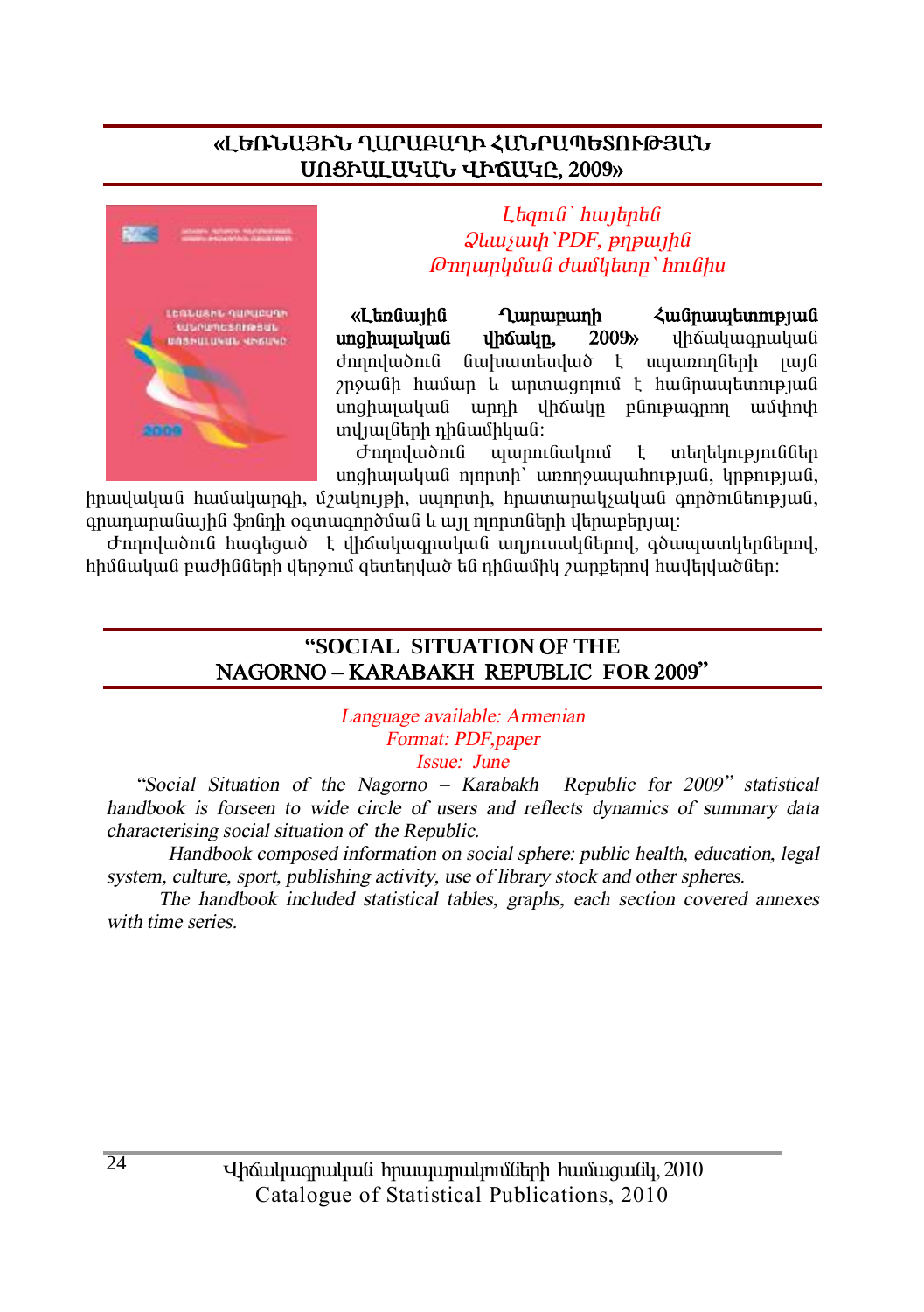## «ԼԵՌՆԱՅԻՆ ՂԱՐԱԲԱՂԻ ՀԱՆՐԱՊԵՏՈՒԹՅԱՆ ՍՈՑԻԱԼԱԿԱՆ ՎԻՃԱԿԸ, 2009»

*Լեզուն՝ հայերեն*
*Ձևաչափ՝PDF, թղթային*
*Թողարկման ժամկետը՝ հունիս*

**«Լեռնային Ղարաբաղի Հանրապետության սոցիալական վիճակը, 2009»** վիճակագրական ժողովածուն նախատեսված է սպառողների լայն շրջանի համար և արտացոլում է հանրապետության սոցիալական արդի վիճակը բնութագրող ամփոփ տվյալների դինամիկան:

Ժողովածուն պարունակում է տեղեկություններ սոցիալական ոլորտի՝ առողջապահության, կրթության, իրավական համակարգի, մշակույթի, սպորտի, հրատարակչական գործունեության, գրադարանային ֆոնդի օգտագործման և այլ ոլորտների վերաբերյալ:

Ժողովածուն հագեցած է վիճակագրական աղյուսակներով, գծապատկերներով, հիմնական բաժինների վերջում զետեղված են դինամիկ շարքերով հավելվածներ:

## "SOCIAL SITUATION OF THE NAGORNO – KARABAKH REPUBLIC FOR 2009"

*Language available: Armenian*
*Format: PDF,paper*
*Issue: June*

*"Social Situation of the Nagorno – Karabakh Republic for 2009" statistical handbook is forseen to wide circle of users and reflects dynamics of summary data characterising social situation of the Republic.*

*Handbook composed information on social sphere: public health, education, legal system, culture, sport, publishing activity, use of library stock and other spheres.*

*The handbook included statistical tables, graphs, each section covered annexes with time series.*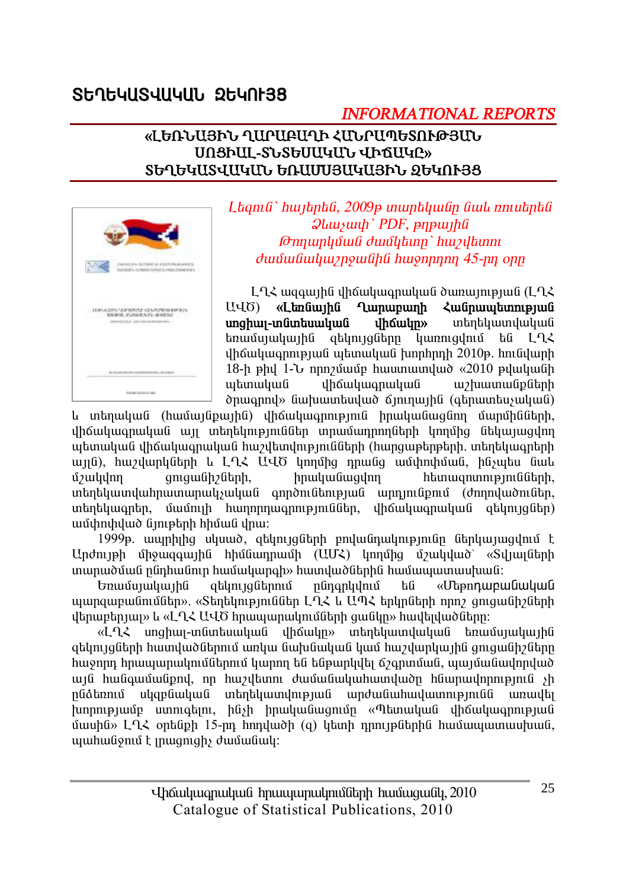# ՏԵՂԵԿԱՏՎԱԿԱՆ ԶԵԿՈՒՅՑ

*INFORMATIONAL REPORTS*

## «ԼԵՌՆԱՅԻՆ ՂԱՐԱԲԱՂԻ ՀԱՆՐԱՊԵՏՈՒԹՅԱՆ ՍՈՑԻԱԼ-ՏՆՏԵՍԱԿԱՆ ՎԻՃԱԿԸ» ՏԵՂԵԿԱՏՎԱԿԱՆ ԵՌԱՄՍՅԱԿԱՅԻՆ ԶԵԿՈՒՅՑ

*Լեզուն՝ հայերեն, 2009թ տարեկանը նաև ռուսերեն*
*Չափսը՝ PDF, թղթային*
*Թողարկման ժամկետը՝ հաշվետու ժամանակաշրջանին հաջորդող 45-րդ օրը*

ԼՂՀ ազգային վիճակագրական ծառայության (ԼՂՀ ԱՎԾ) **«Լեռնային Ղարաբաղի Հանրապետության սոցիալ-տնտեսական վիճակը»** տեղեկատվական եռամսյակային զեկույցները կառուցվում են ԼՂՀ վիճակագրության պետական խորհրդի 2010թ. հունվարի 18-ի թիվ 1-Ն որոշմամբ հաստատված «2010 թվականի պետական վիճակագրական աշխատանքների ծրագրով» նախատեսված ճյուղային (գերատեսչական) և տեղական (համայնքային) վիճակագրություն իրականացնող մարմինների, վիճակագրական այլ տեղեկություններ տրամադրողների կողմից ներկայացվող պետական վիճակագրական հաշվետվությունների (հարցաթերթերի, տեղեկագրերի այլն), հաշվարկների և ԼՂՀ ԱՎԾ կողմից դրանց ամփոփման, ինչպես նաև մշակվող ցուցանիշների, իրականացվող հետազոտությունների, տեղեկատվահրատարակչական գործունեության արդյունքում (ժողովածուներ, տեղեկագրեր, մամուլի հաղորդագրություններ, վիճակագրական զեկույցներ) ամփոփված նյութերի հիման վրա:

1999թ. սկսած, զեկույցների բովանդակությունը ներկայացվում է Արժույթի միջազգային հիմնադրամի (ԱՄՀ) կողմից մշակված՝ «Տվյալների տարածման ընդհանուր համակարգի» հատվածներին համապատասխան:

Եռամսյակային զեկույցներում ընդգրկվում են «Մերողաբանական պարզաբանումներ», «Տեղեկություններ ԼՂՀ և ԱՊՀ երկրների որոշ ցուցանիշների վերաբերյալ» և «ԼՂՀ ԱՎԾ հրապարակումների ցանկը» հավելվածները:

«ԼՂՀ սոցիալ-տնտեսական վիճակը» տեղեկատվական եռամսյակային զեկույցների հատվածներում առկա նախնական կամ հաշվարկային ցուցանիշները հաջորդ հրապարակումներում կարող են ենթարկվել ճշգրտման, պայմանավորված այն հանգամանքով, որ հաշվետու ժամանակահատվածը հնարավորություն չի ընձեռում սկզբնական տեղեկատվության արժանահավատությունն առավել խորությամբ ստուգելու, ինչի իրականացումը «Պետական վիճակագրության մասին» ԼՂՀ օրենքի 15-րդ հոդվածի (գ) կետի դրույթներին համապատասխան, պահանջում է լրացուցիչ ժամանակ: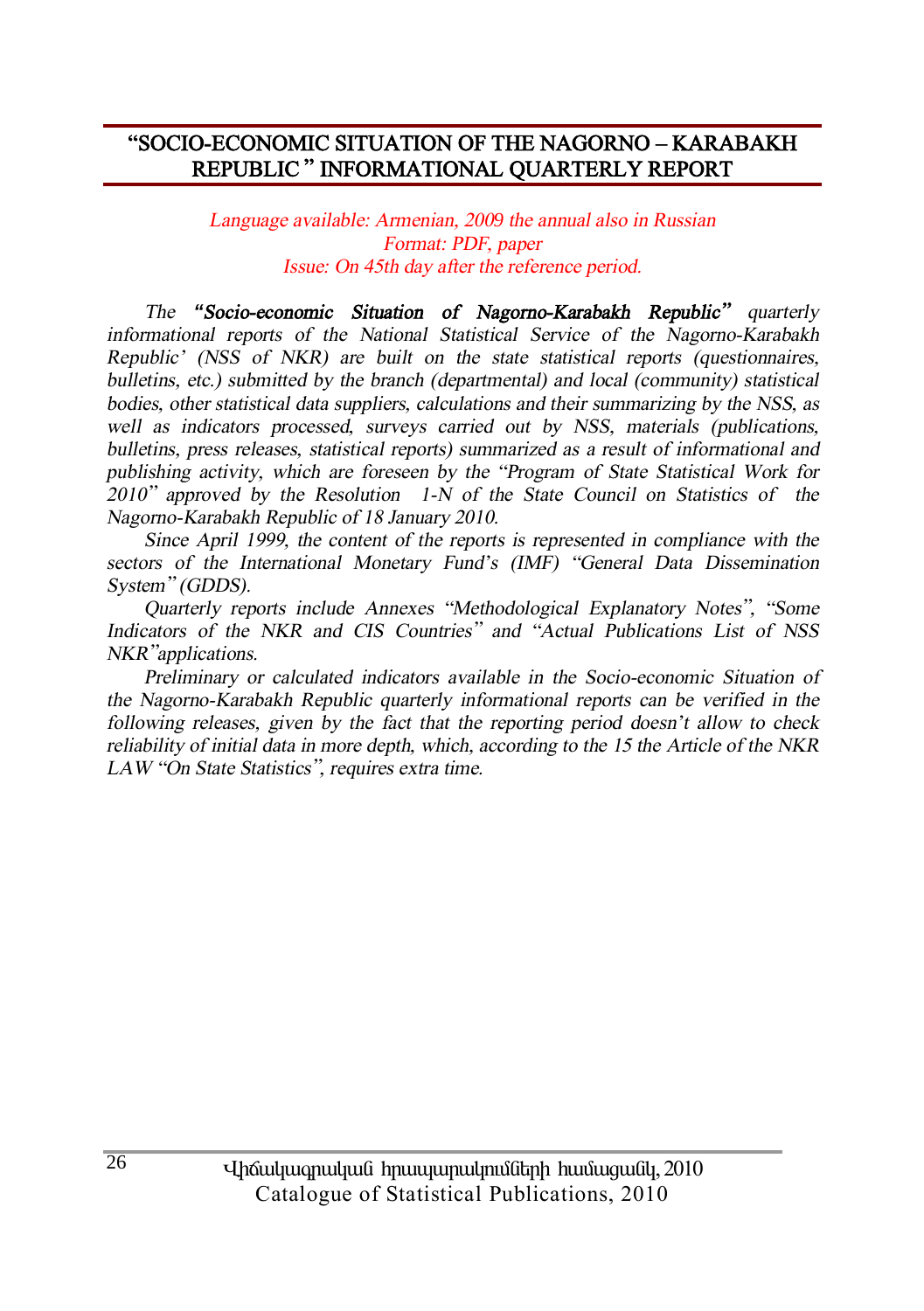## "SOCIO-ECONOMIC SITUATION OF THE NAGORNO – KARABAKH REPUBLIC " INFORMATIONAL QUARTERLY REPORT

*Language available: Armenian, 2009 the annual also in Russian*
*Format: PDF, paper*
*Issue: On 45th day after the reference period.*

*The* ***"Socio-economic Situation of Nagorno-Karabakh Republic"*** *quarterly informational reports of the National Statistical Service of the Nagorno-Karabakh Republic' (NSS of NKR) are built on the state statistical reports (questionnaires, bulletins, etc.) submitted by the branch (departmental) and local (community) statistical bodies, other statistical data suppliers, calculations and their summarizing by the NSS, as well as indicators processed, surveys carried out by NSS, materials (publications, bulletins, press releases, statistical reports) summarized as a result of informational and publishing activity, which are foreseen by the "Program of State Statistical Work for 2010" approved by the Resolution 1-N of the State Council on Statistics of the Nagorno-Karabakh Republic of 18 January 2010.*

*Since April 1999, the content of the reports is represented in compliance with the sectors of the International Monetary Fund's (IMF) "General Data Dissemination System" (GDDS).*

*Quarterly reports include Annexes "Methodological Explanatory Notes", "Some Indicators of the NKR and CIS Countries" and "Actual Publications List of NSS NKR"applications.*

*Preliminary or calculated indicators available in the Socio-economic Situation of the Nagorno-Karabakh Republic quarterly informational reports can be verified in the following releases, given by the fact that the reporting period doesn't allow to check reliability of initial data in more depth, which, according to the 15 the Article of the NKR LAW "On State Statistics", requires extra time.*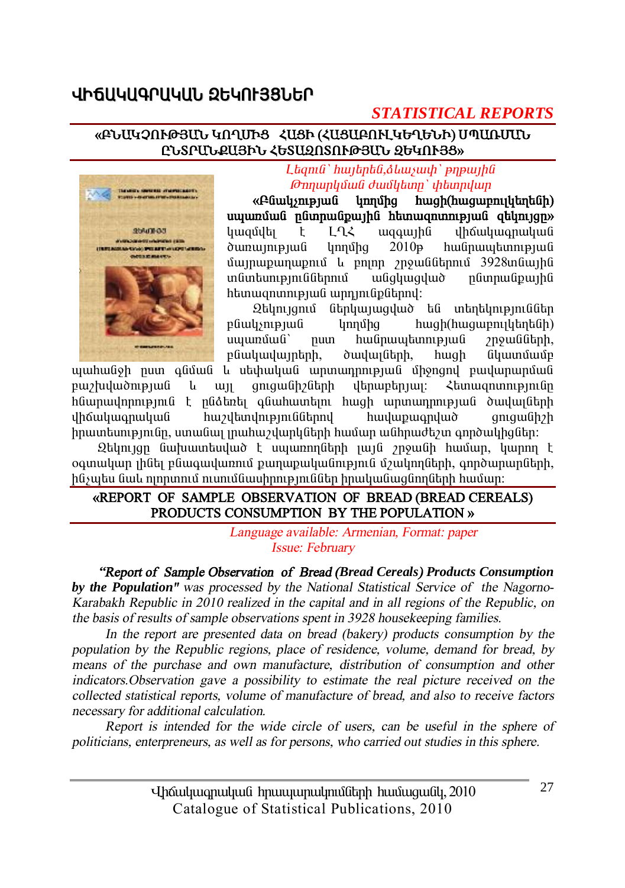# ՎԻՃԱԿԱԳՐԱԿԱՆ ԶԵԿՈՒՅՑՆԵՐ

## *STATISTICAL REPORTS*

### «ԲՆԱԿՉՈՒԹՅԱՆ ԿՈՂՄԻՑ ՀԱՑԻ (ՀԱՑԱԲՈՒԼԿԵՂԵՆԻ) ՍՊԱՌՄԱՆ ԸՆՏՐԱՆՔԱՅԻՆ ՀԵՏԱԶՈՏՈՒԹՅԱՆ ԶԵԿՈՒՅՑ»

*Լեզուն՝ հայերեն,ձևաչափ՝ թղթային*
*Թողարկման ժամկետը՝ փետրվար*

**«Բնակչության կողմից հացի(հացաբուլկեղենի) սպառման ընտրանքային հետազոտության զեկույցը»** կազմվել է ԼՂՀ ազգային վիճակագրական ծառայության կողմից 2010թ հանրապետության մայրաքաղաքում և բոլոր շրջաններում 3928տնային տնտեսություններում անցկացված ընտրանքային հետազոտության արդյունքներով:

Զեկույցում ներկայացված են տեղեկություններ բնակչության կողմից հացի(հացաբուլկեղենի) սպառման՝ ըստ հանրապետության շրջանների, բնակավայրերի, ծավալների, հացի նկատմամբ պահանջի ըստ գնման և սեփական արտադրության միջոցով բավարարման բաշխվածության և այլ ցուցանիշների վերաբերյալ: Հետազոտությունը հնարավորություն է ընձեռել գնահատելու հացի արտադրության ծավալների վիճակագրական հաշվետվություններով հավաքագրված ցուցանիշի իրատեսությունը, ստանալ լրահաշվարկների համար անհրաժեշտ գործակիցներ:

Զեկույցը նախատեսված է սպառողների լայն շրջանի համար, կարող է օգտակար լինել բնագավառում քաղաքականություն մշակողների, գործարարների, ինչպես նաև ոլորտում ուսումնասիրություններ իրականացնողների համար:

### «REPORT OF SAMPLE OBSERVATION OF BREAD (BREAD CEREALS) PRODUCTS CONSUMPTION BY THE POPULATION »

*Language available: Armenian, Format: paper*
*Issue: February*

***"Report of Sample Observation of Bread (Bread Cereals) Products Consumption by the Population"*** *was processed by the National Statistical Service of the Nagorno-Karabakh Republic in 2010 realized in the capital and in all regions of the Republic, on the basis of results of sample observations spent in 3928 housekeeping families.*

*In the report are presented data on bread (bakery) products consumption by the population by the Republic regions, place of residence, volume, demand for bread, by means of the purchase and own manufacture, distribution of consumption and other indicators.Observation gave a possibility to estimate the real picture received on the collected statistical reports, volume of manufacture of bread, and also to receive factors necessary for additional calculation.*

*Report is intended for the wide circle of users, can be useful in the sphere of politicians, enterpreneurs, as well as for persons, who carried out studies in this sphere.*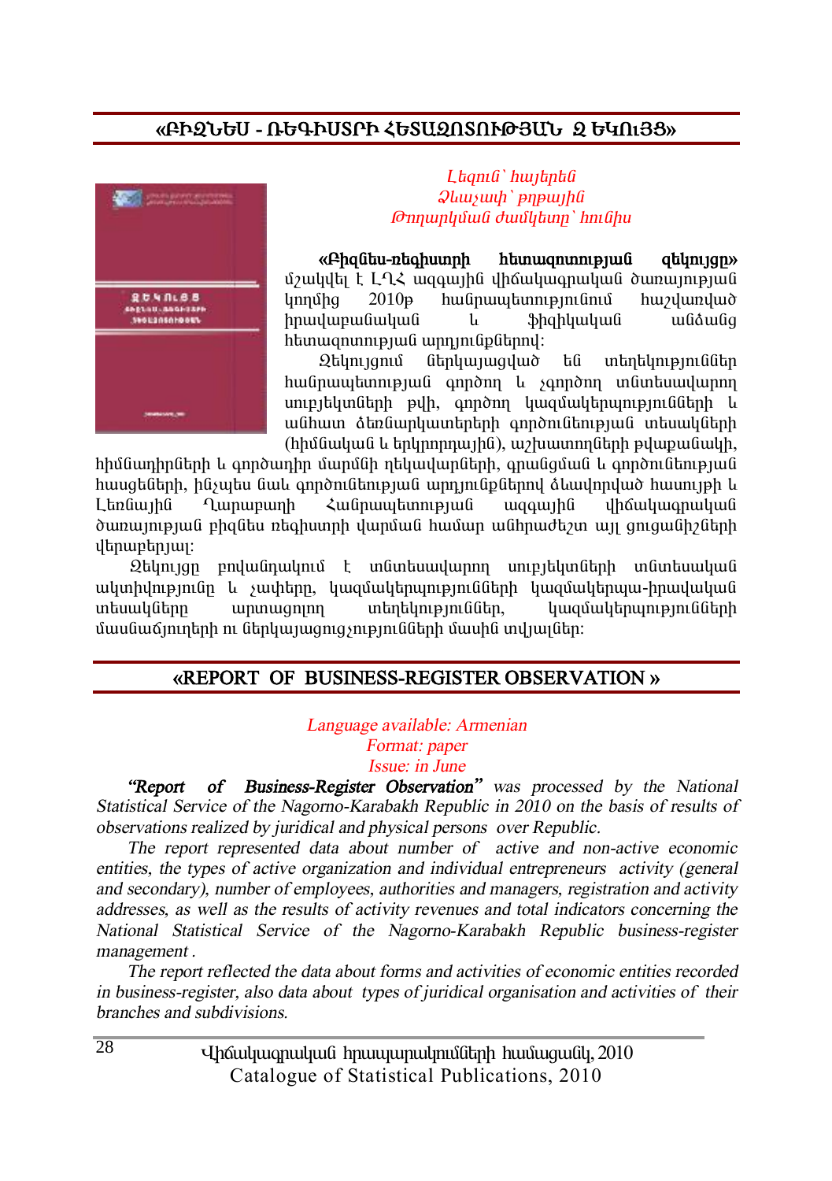## «ԲԻԶՆԵՍ - ՌԵԳԻՍՏՐԻ ՀԵՏԱԶՈՏՈՒԹՅԱՆ ԶԵԿՈՒՅՑ»

*Լեզուն՝ հայերեն*
*Ձևաչափ՝ թղթային*
*Թողարկման ժամկետը՝ հունիս*

**«Բիզնես-ռեգիստրի հետազոտության զեկույցը»** մշակվել է ԼՂՀ ազգային վիճակագրական ծառայության կողմից 2010թ հանրապետությունում հաշվառված իրավաբանական և ֆիզիկական անձանց հետազոտության արդյունքներով:

Զեկույցում ներկայացված են տեղեկություններ հանրապետության գործող և չգործող տնտեսավարող սուբյեկտների թվի, գործող կազմակերպությունների և անհատ ձեռնարկատերերի գործունեության տեսակների (հիմնական և երկրորդային), աշխատողների թվաքանակի, հիմնադիրների և գործադիր մարմնի ղեկավարների, գրանցման և գործունեության հասցեների, ինչպես նաև գործունեության արդյունքներով ձևավորված հասույթի և Լեռնային Ղարաբաղի Հանրապետության ազգային վիճակագրական ծառայության բիզնես ռեգիստրի վարման համար անհրաժեշտ այլ ցուցանիշների վերաբերյալ:

Զեկույցը բովանդակում է տնտեսավարող սուբյեկտների տնտեսական ակտիվությունը և չափերը, կազմակերպությունների կազմակերպա-իրավական տեսակները արտացոլող տեղեկություններ, կազմակերպությունների մասնաճյուղերի ու ներկայացուցչությունների մասին տվյալներ:

## «REPORT OF BUSINESS-REGISTER OBSERVATION »

*Language available: Armenian*
*Format: paper*
*Issue: in June*

***"Report of Business-Register Observation"*** *was processed by the National Statistical Service of the Nagorno-Karabakh Republic in 2010 on the basis of results of observations realized by juridical and physical persons over Republic.*

*The report represented data about number of active and non-active economic entities, the types of active organization and individual entrepreneurs activity (general and secondary), number of employees, authorities and managers, registration and activity addresses, as well as the results of activity revenues and total indicators concerning the National Statistical Service of the Nagorno-Karabakh Republic business-register management .*

*The report reflected the data about forms and activities of economic entities recorded in business-register, also data about types of juridical organisation and activities of their branches and subdivisions.*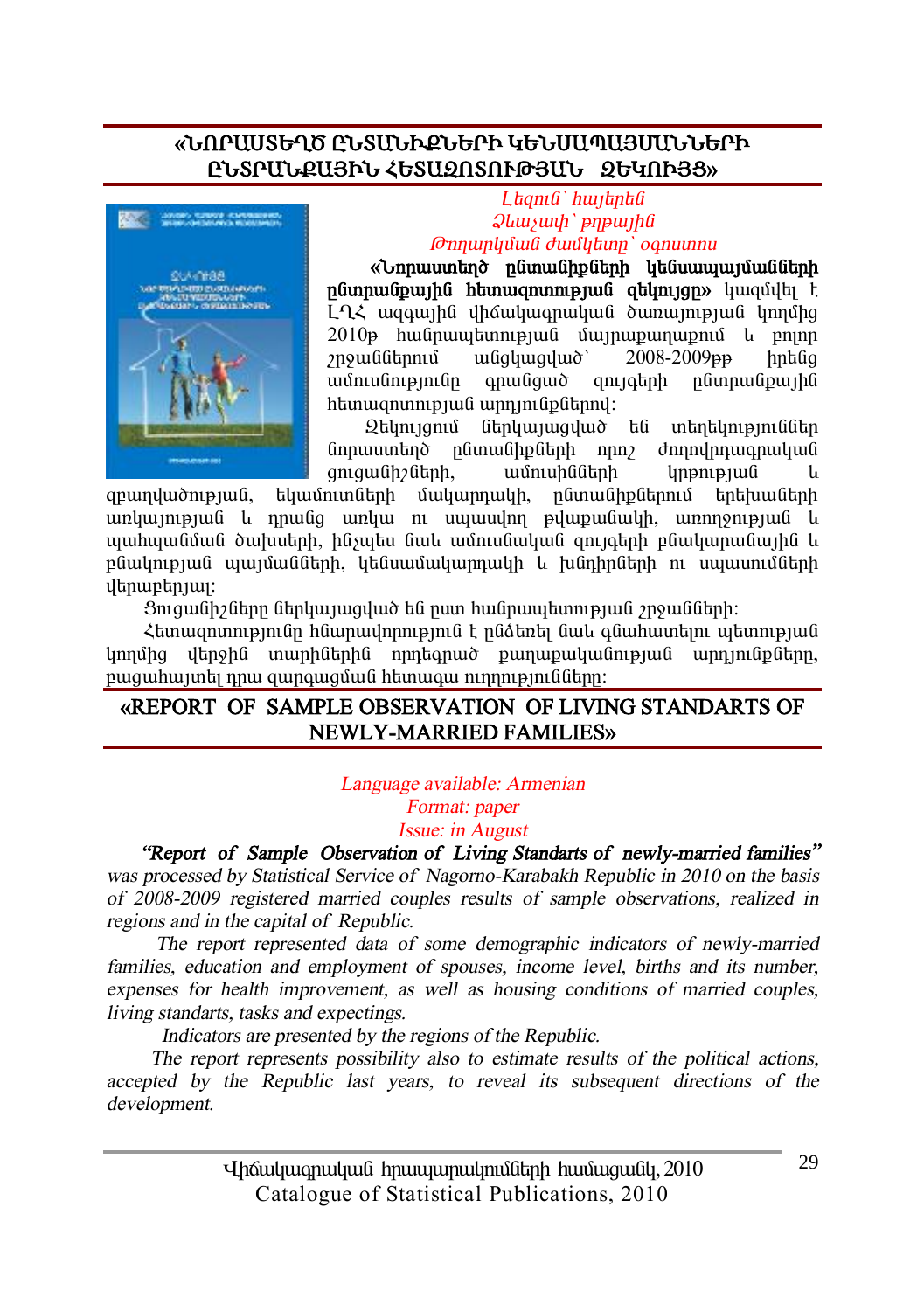## «ՆՈՐԱՍՏԵՂԾ ԸՆՏԱՆԻՔՆԵՐԻ ԿԵՆՍԱՊԱՅՄԱՆՆԵՐԻ ԸՆՏՐԱՆՔԱՅԻՆ ՀԵՏԱԶՈՏՈՒԹՅԱՆ ԶԵԿՈՒՅՑ»

*Լեզուն՝ հայերեն*
*Չափսը՝ թղթային*
*Թողարկման ժամկետը՝ օգոստ*

**«Նորաստեղծ ընտանիքների կենսապայմանների ընտրանքային հետազոտության զեկույցը»** կազմվել է ԼՂՀ ազգային վիճակագրական ծառայության կողմից 2010թ հանրապետության մայրաքաղաքում և բոլոր շրջաններում անցկացված՝ 2008-2009թթ հինգ ամուսնությունը գրանցած զույգերի ընտրանքային հետազոտության արդյունքներով:

Զեկույցում ներկայացված են տեղեկություններ նորաստեղծ ընտանիքների որոշ ժողովրդագրական ցուցանիշների, ամուսինների կրթության և զբաղվածության, եկամուտների մակարդակի, ընտանիքներում երեխաների առկայության և դրանց առկա ու սպասվող թվաքանակի, առողջության և պահպանման ծախսերի, ինչպես նաև ամուսնական զույգերի բնակարանային և բնակության պայմանների, կենսամակարդակի և խնդիրների ու սպասումների վերաբերյալ:

Ցուցանիշները ներկայացված են ըստ հանրապետության շրջանների:

Հետազոտությունը հնարավորություն է ընձեռել նաև գնահատելու պետության կողմից վերջին տարիներին որդեգրված քաղաքականության արդյունքները, բացահայտել դրա զարգացման հետագա ուղղությունները:

## «REPORT OF SAMPLE OBSERVATION OF LIVING STANDARTS OF NEWLY-MARRIED FAMILIES»

*Language available: Armenian*
*Format: paper*
*Issue: in August*

***"Report of Sample Observation of Living Standarts of newly-married families"*** *was processed by Statistical Service of Nagorno-Karabakh Republic in 2010 on the basis of 2008-2009 registered married couples results of sample observations, realized in regions and in the capital of Republic.*

*The report represented data of some demographic indicators of newly-married families, education and employment of spouses, income level, births and its number, expenses for health improvement, as well as housing conditions of married couples, living standarts, tasks and expectings.*

*Indicators are presented by the regions of the Republic.*

*The report represents possibility also to estimate results of the political actions, accepted by the Republic last years, to reveal its subsequent directions of the development.*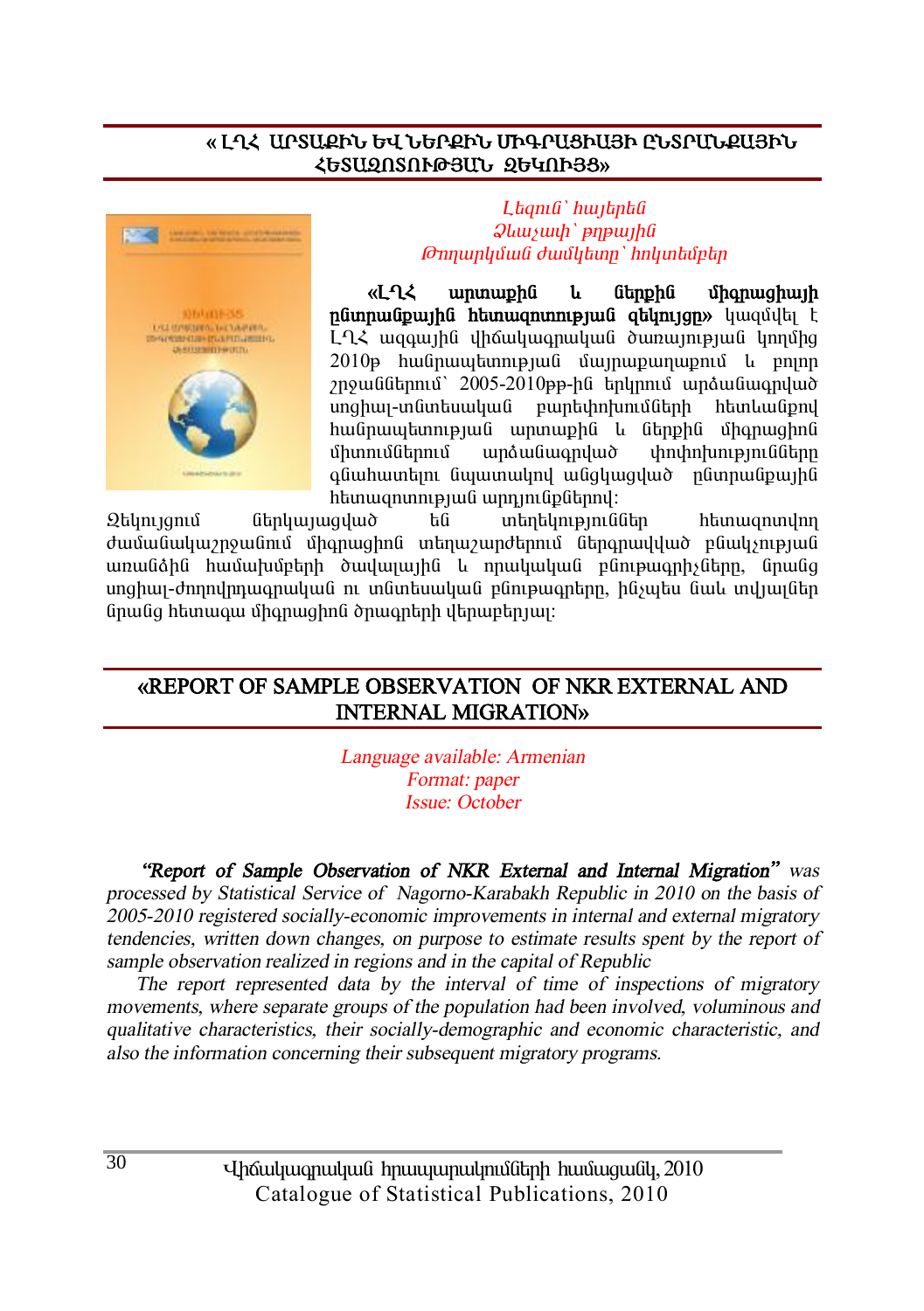## «ԼՂՀ ԱՐՏԱՔԻՆ ԵՎ ՆԵՐՔԻՆ ՄԻԳՐԱՑԻԱՅԻ ԸՆՏՐԱՆՔԱՅԻՆ ՀԵՏԱԶՈՏՈՒԹՅԱՆ ԶԵԿՈՒՅՑ»

*Լեզուն՝ հայերեն*
*Ձևաչափ՝ թղթային*
*Թողարկման ժամկետը՝ հոկտեմբեր*

**«ԼՂՀ արտաքին և ներքին միգրացիայի ընտրանքային հետազոտության զեկույցը»** կազմվել է ԼՂՀ ազգային վիճակագրական ծառայության կողմից 2010թ հանրապետության մայրաքաղաքում և բոլոր շրջաններում՝ 2005-2010թթ-ին երկրում արձանագրված սոցիալ-տնտեսական բարեփոխումների հետևանքով հանրապետության արտաքին և ներքին միգրացիոն միտումներում արձանագրված փոփոխությունները գնահատելու նպատակով անցկացված ընտրանքային հետազոտության արդյունքներով:

Զեկույցում ներկայացված են տեղեկություններ հետազոտվող ժամանակաշրջանում միգրացիոն տեղաշարժերում ներգրավված բնակչության առանձին համախմբերի ծավալային և որակական բնութագրիչները, նրանց սոցիալ-ժողովրդագրական ու տնտեսական բնութագրերը, ինչպես նաև տվյալներ նրանց հետագա միգրացիոն ծրագրերի վերաբերյալ:

## «REPORT OF SAMPLE OBSERVATION OF NKR EXTERNAL AND INTERNAL MIGRATION»

*Language available: Armenian*
*Format: paper*
*Issue: October*

***"Report of Sample Observation of NKR External and Internal Migration"*** *was processed by Statistical Service of Nagorno-Karabakh Republic in 2010 on the basis of 2005-2010 registered socially-economic improvements in internal and external migratory tendencies, written down changes, on purpose to estimate results spent by the report of sample observation realized in regions and in the capital of Republic*

*The report represented data by the interval of time of inspections of migratory movements, where separate groups of the population had been involved, voluminous and qualitative characteristics, their socially-demographic and economic characteristic, and also the information concerning their subsequent migratory programs.*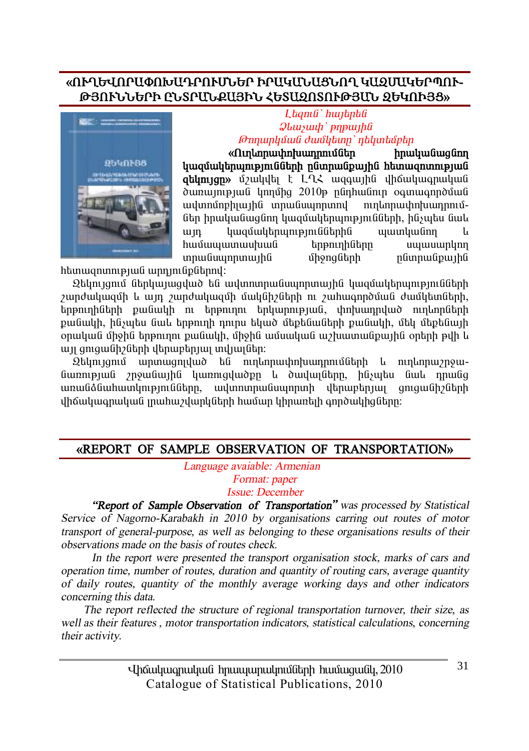## «ՈՒՂԵՎՈՐԱՓՈԽԱԴՐՈՒՄՆԵՐ ԻՐԱԿԱՆԱՑՆՈՂ ԿԱԶՄԱԿԵՐՊՈՒԹՅՈՒՆՆԵՐԻ ԸՆՏՐԱՆՔԱՅԻՆ ՀԵՏԱԶՈՏՈՒԹՅԱՆ ԶԵԿՈՒՅՑ»

*Լեզուն՝ հայերեն*
*Ձևաչափ՝ թղթային*
*Թողարկման ժամկետը՝ դեկտեմբեր*

**«Ուղևորափոխադրումներ իրականացնող կազմակերպությունների ընտրանքային հետազոտության զեկույցը»** մշակվել է ԼՂՀ ազգային վիճակագրական ծառայության կողմից 2010թ ընդհանուր օգտագործման ավտոմոբիլային տրանսպորտով ուղևորափոխադրումներ իրականացնող կազմակերպությունների, ինչպես նաև այդ կազմակերպություններին պատկանող և համապատասխան երթուղիները սպասարկող տրանսպորտային միջոցների ընտրանքային հետազոտության արդյունքներով:

Զեկույցում ներկայացված են ավտոտրանսպորտային կազմակերպությունների շարժակազմի և այդ շարժակազմի մակնիշների ու շահագործման ժամկետների, երթուղիների քանակի ու երթուղու երկարության, փոխադրված ուղևորների քանակի, ինչպես նաև երթուղի դուրս եկած մեքենաների քանակի, մեկ մեքենայի օրական միջին երթուղու քանակի, միջին ամսական աշխատանքային օրերի թվի և այլ ցուցանիշների վերաբերյալ տվյալներ:

Զեկույցում արտացոլված են ուղևորափոխադրումների և ուղևորաշրջանառության շրջանային կառուցվածքը և ծավալները, ինչպես նաև դրանց առանձնահատկությունները, ավտոտրանսպորտի վերաբերյալ ցուցանիշների վիճակագրական լրահաշվարկների համար կիրառելի գործակիցները:

## «REPORT OF SAMPLE OBSERVATION OF TRANSPORTATION»

*Language avaiable: Armenian*
*Format: paper*
*Issue: December*

*"**Report of Sample Observation of Transportation**" was processed by Statistical Service of Nagorno-Karabakh in 2010 by organisations carring out routes of motor transport of general-purpose, as well as belonging to these organisations results of their observations made on the basis of routes check.*

*In the report were presented the transport organisation stock, marks of cars and operation time, number of routes, duration and quantity of routing cars, average quantity of daily routes, quantity of the monthly average working days and other indicators concerning this data.*

*The report reflected the structure of regional transportation turnover, their size, as well as their features , motor transportation indicators, statistical calculations, concerning their activity.*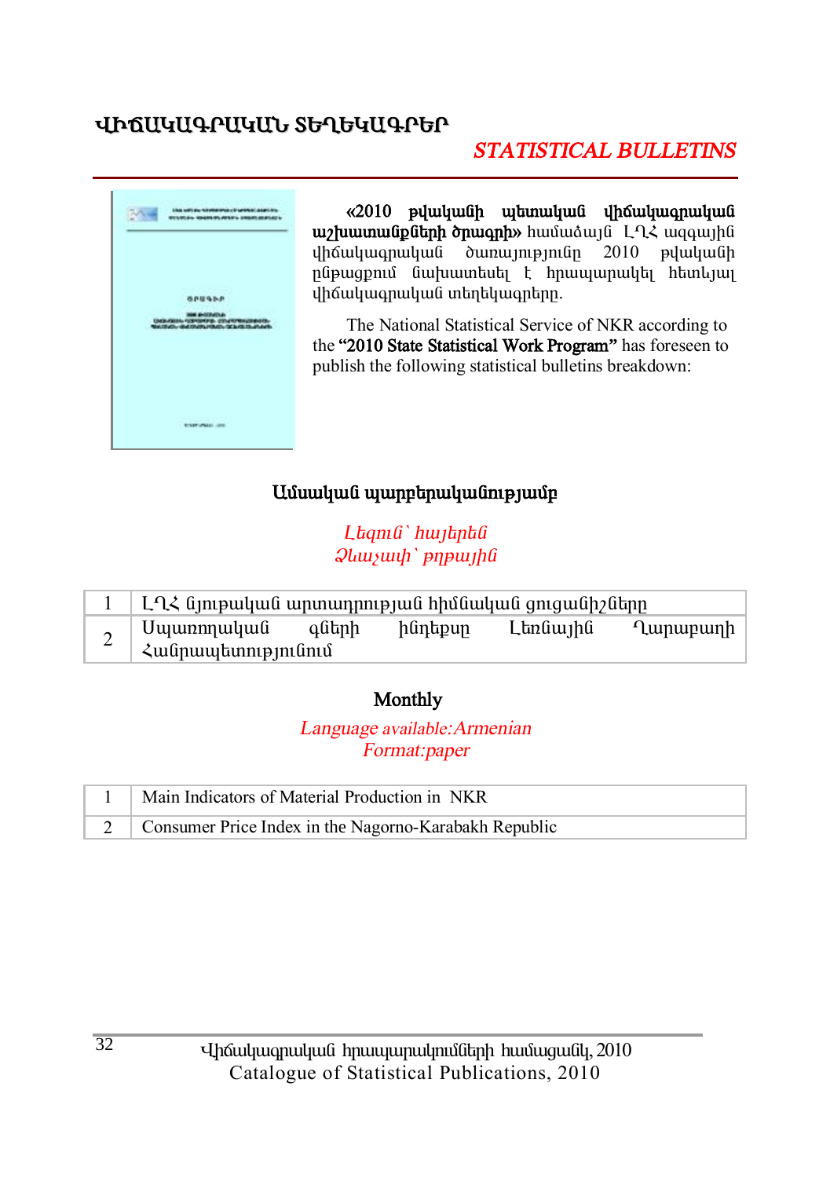# ՎԻՃԱԿԱԳՐԱԿԱՆ ՏԵՂԵԿԱԳՐԵՐ

## *STATISTICAL BULLETINS*

**«2010 թվականի պետական վիճակագրական աշխատանքների ծրագրի»** համաձայն ԼՂՀ ազգային վիճակագրական ծառայությունը 2010 թվականի ընթացքում նախատեսել է հրապարակել հետևյալ վիճակագրական տեղեկագրերը.

The National Statistical Service of NKR according to the **"2010 State Statistical Work Program"** has foreseen to publish the following statistical bulletins breakdown:

### Ամսական պարբերականությամբ

*Լեզուն՝ հայերեն*
*Ձևաչափ՝ թղթային*

| | |
|---|---|
| 1 | ԼՂՀ նյութական արտադրության հիմնական ցուցանիշները |
| 2 | Սպառողական գների ինդեքսը Լեռնային Ղարաբաղի Հանրապետությունում |

### Monthly

*Language available:Armenian*
*Format:paper*

| | |
|---|---|
| 1 | Main Indicators of Material Production in NKR |
| 2 | Consumer Price Index in the Nagorno-Karabakh Republic |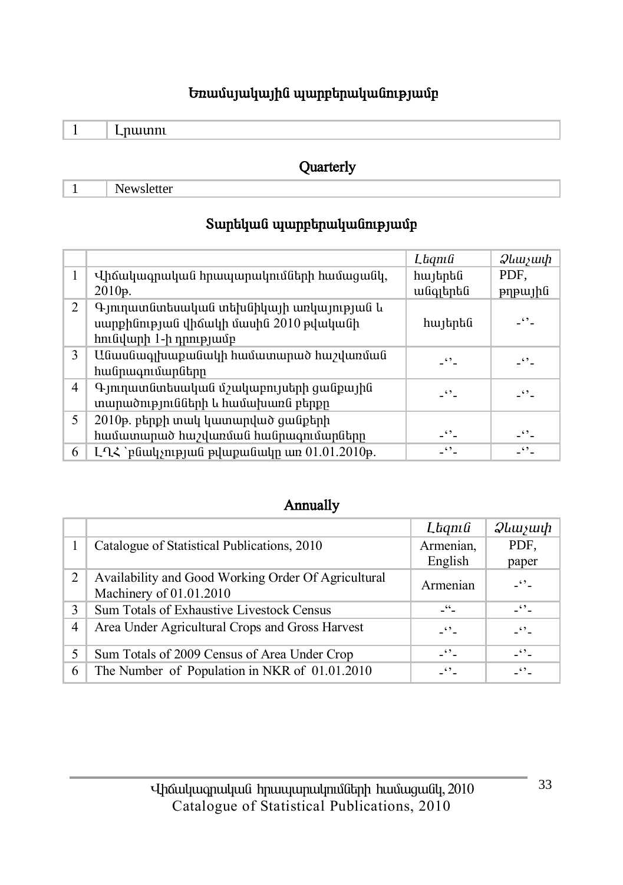## Եռամսյակային պարբերականությամբ

| 1 | Լրատու |
|---|---|

## Quarterly

| 1 | Newsletter |
|---|---|

## Տարեկան պարբերականությամբ

| | | *Լեզուն* | *Ձևաչափ* |
|---|---|---|---|
| 1 | Վիճակագրական հրապարակումների համացանկ, 2010թ. | հայերեն անգլերեն | PDF, թղթային |
| 2 | Գյուղատնտեսական տեխնիկայի առկայության և սարքինության վիճակի մասին 2010 թվականի հունվարի 1-ի դրությամբ | հայերեն | -‘’- |
| 3 | Անասնագլխաքանակի համատարած հաշվառման հանրագումարները | -‘’- | -‘’- |
| 4 | Գյուղատնտեսական մշակաբույսերի ցանքային տարածությունների և համախառն բերքը | -‘’- | -‘’- |
| 5 | 2010թ. բերքի տակ կատարված ցանքերի համատարած հաշվառման հանրագումարները | -‘’- | -‘’- |
| 6 | ԼՂՀ `բնակչության թվաքանակը առ 01.01.2010թ. | -‘’- | -‘’- |

## Annually

| | | *Լեզուն* | *Ձևաչափ* |
|---|---|---|---|
| 1 | Catalogue of Statistical Publications, 2010 | Armenian, English | PDF, paper |
| 2 | Availability and Good Working Order Of Agricultural Machinery of 01.01.2010 | Armenian | -‘’- |
| 3 | Sum Totals of Exhaustive Livestock Census | -“- | -‘’- |
| 4 | Area Under Agricultural Crops and Gross Harvest | -‘’- | -‘’- |
| 5 | Sum Totals of 2009 Census of Area Under Crop | -‘’- | -‘’- |
| 6 | The Number of Population in NKR of 01.01.2010 | -‘’- | -‘’- |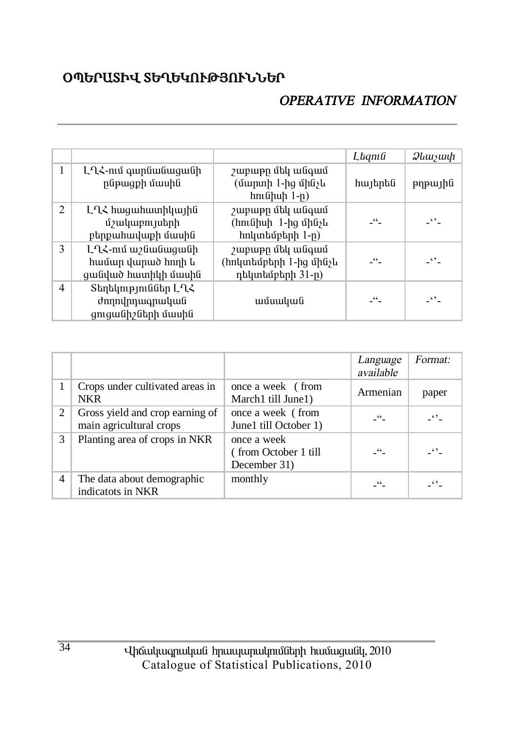# ՕՊԵՐԱՏԻՎ ՏԵՂԵԿՈՒԹՅՈՒՆՆԵՐ

## *OPERATIVE INFORMATION*

| | | | *Լեզուն* | *Ձևաչափ* |
|---|---|---|---|---|
| 1 | ԼՂՀ-ում գարնանացանի ընթացքի մասին | շաբաթը մեկ անգամ (մարտի 1-ից մինչև հունիսի 1-ը) | հայերեն | թղթային |
| 2 | ԼՂՀ հացահատիկային մշակաբույսերի բերքահավաքի մասին | շաբաթը մեկ անգամ (հունիսի 1-ից մինչև հոկտեմբերի 1-ը) | -“- | -‘’- |
| 3 | ԼՂՀ-ում աշնանացանի համար վարած հողի և ցանված հատիկի մասին | շաբաթը մեկ անգամ (հոկտեմբերի 1-ից մինչև դեկտեմբերի 31-ը) | -“- | -‘’- |
| 4 | Տեղեկություններ ԼՂՀ ժողովրդագրական ցուցանիշների մասին | ամսական | -“- | -‘’- |

| | | | *Language available* | *Format:* |
|---|---|---|---|---|
| 1 | Crops under cultivated areas in NKR | once a week ( from March1 till June1) | Armenian | paper |
| 2 | Gross yield and crop earning of main agricultural crops | once a week ( from June1 till October 1) | -“- | -‘’- |
| 3 | Planting area of crops in NKR | once a week ( from October 1 till December 31) | -“- | -‘’- |
| 4 | The data about demographic indicatots in NKR | monthly | -“- | -‘’- |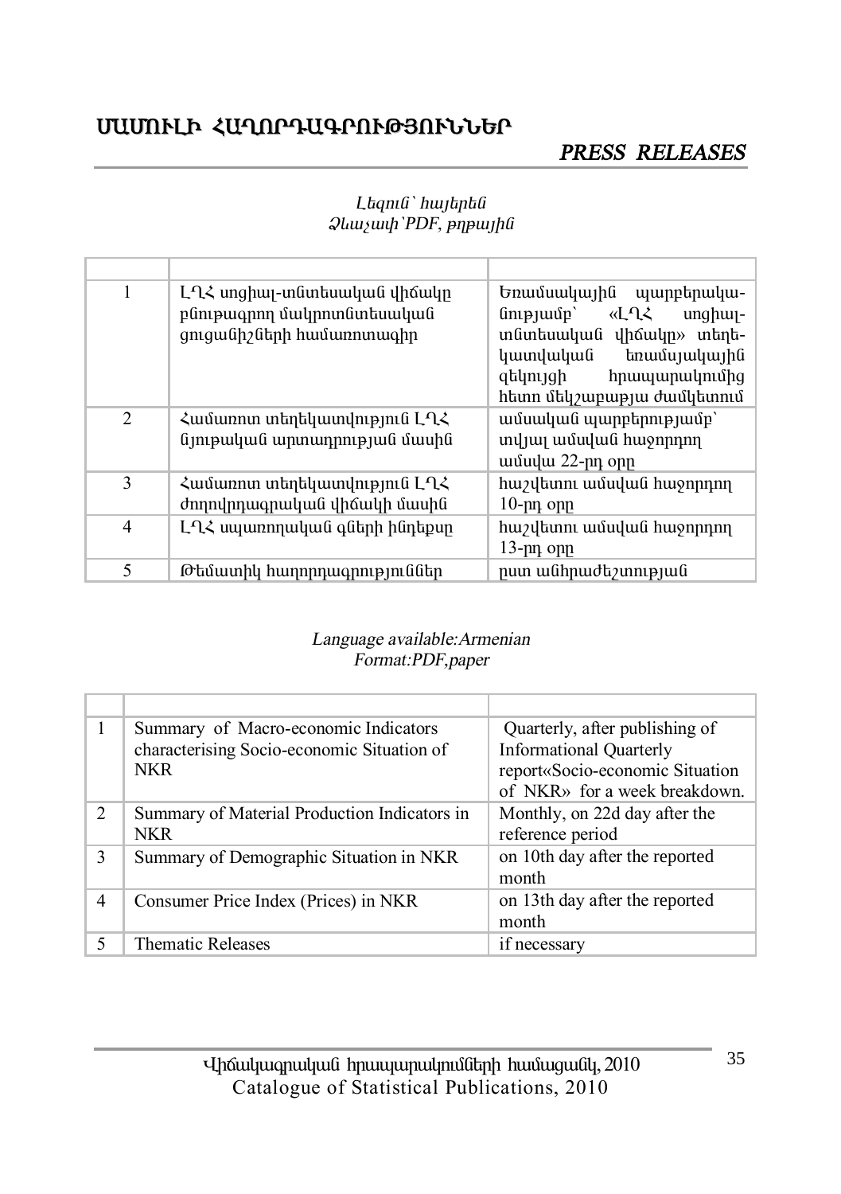# ՍԱՍՏՈՒՐԻ ՀԱՂՈՐԴԱԳՐՈՒԹՅՈՒՆՆԵՐ

## *PRESS RELEASES*

*Լեզուն՝ հայերեն*
*Ձևաչափ՝PDF, թղթային*

| | | |
|---|---|---|
| 1 | ԼՂՀ սոցիալ-տնտեսական վիճակը բնութագրող մակրոտնտեսական ցուցանիշների համառոտագիր | Եռամսակային պարբերականությամբ՝ «ԼՂՀ սոցիալ-տնտեսական վիճակը» տեղեկատվական եռամսյակային զեկույցի հրապարակումից հետո մեկշաբաթյա ժամկետում |
| 2 | Համառոտ տեղեկատվություն ԼՂՀ նյութական արտադրության մասին | ամսական պարբերությամբ՝ տվյալ ամսվան հաջորդող ամսվա 22-րդ օրը |
| 3 | Համառոտ տեղեկատվություն ԼՂՀ ժողովրդագրական վիճակի մասին | հաշվետու ամսվան հաջորդող 10-րդ օրը |
| 4 | ԼՂՀ սպառողական գների ինդեքսը | հաշվետու ամսվան հաջորդող 13-րդ օրը |
| 5 | Թեմատիկ հաղորդագրություններ | ըստ անհրաժեշտության |

*Language available:Armenian*
*Format:PDF,paper*

| | | |
|---|---|---|
| 1 | Summary of Macro-economic Indicators characterising Socio-economic Situation of NKR | Quarterly, after publishing of Informational Quarterly report«Socio-economic Situation of NKR» for a week breakdown. |
| 2 | Summary of Material Production Indicators in NKR | Monthly, on 22d day after the reference period |
| 3 | Summary of Demographic Situation in NKR | on 10th day after the reported month |
| 4 | Consumer Price Index (Prices) in NKR | on 13th day after the reported month |
| 5 | Thematic Releases | if necessary |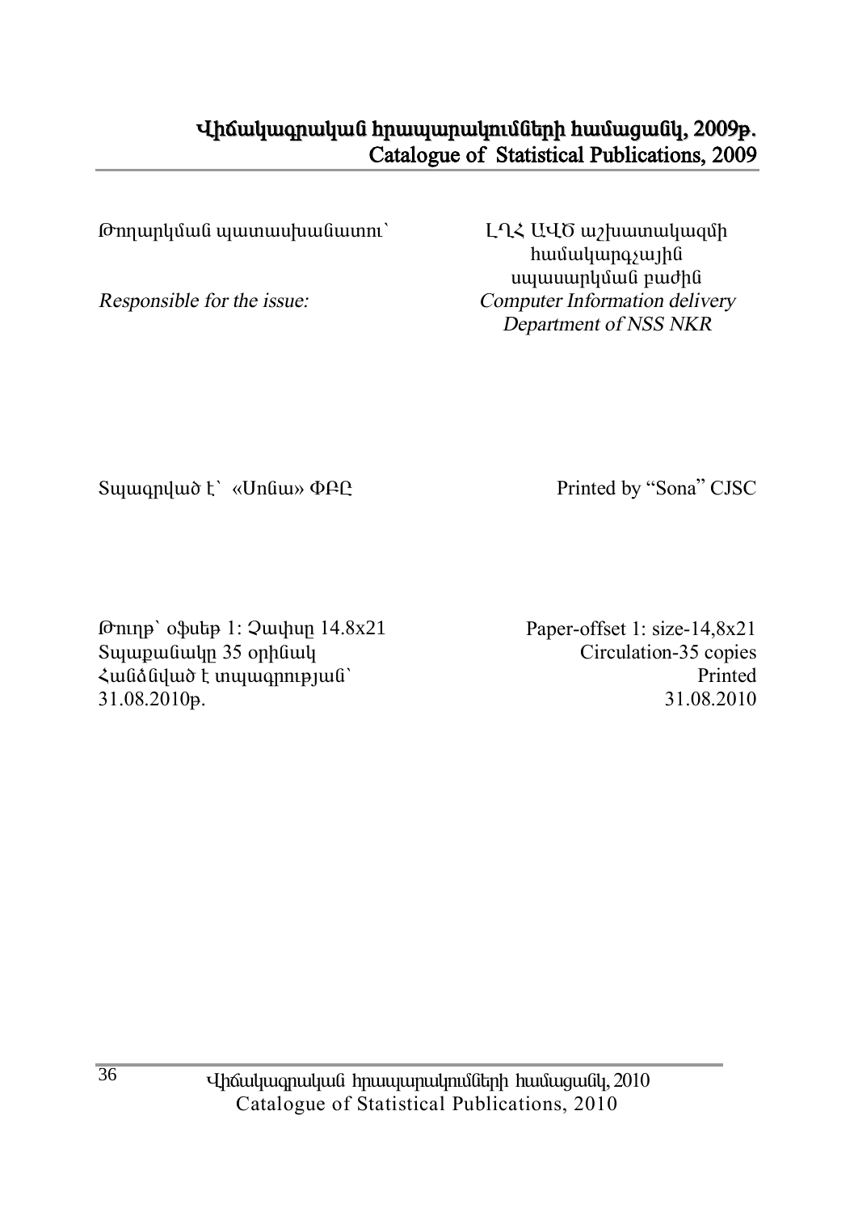Թողարկման պատասխանատու՝ ԼՂՀ ԱՎԾ աշխատակազմի համակարգչային սպասարկման բաժին

*Responsible for the issue:* *Computer Information delivery Department of NSS NKR*

Տպագրված է՝ «Սոնա» ՓԲԸ

Printed by "Sona" CJSC

Թուղթ՝ օֆսեթ 1: Չափսը 14.8x21
Տպաքանակը 35 օրինակ
Հանձնված է տպագրության՝
31.08.2010թ.

Paper-offset 1: size-14,8x21
Circulation-35 copies
Printed
31.08.2010